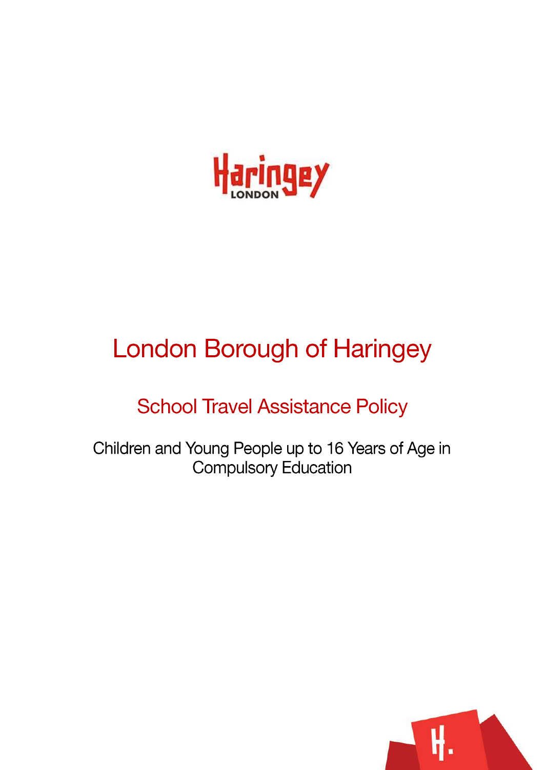# London Borough of Haringey

## School Travel Assistance Policy

Children and Young People up to 16 Years of Age in Compulsory Education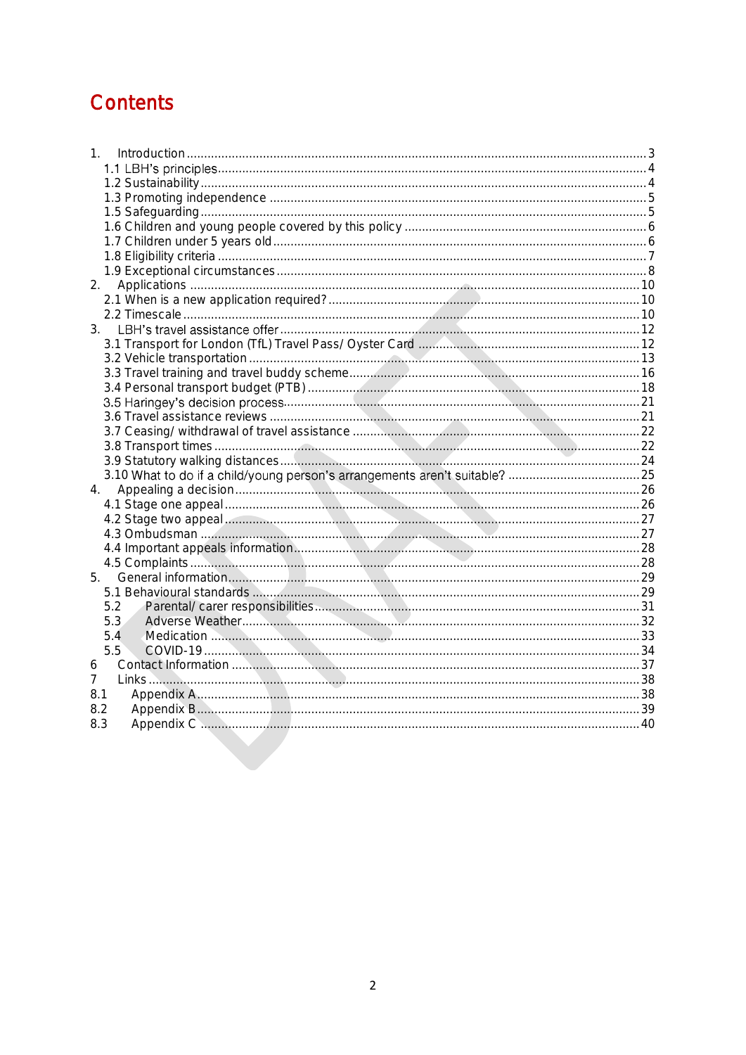# Contents

1. Introduction ............................................................ 3
   - 1.1 LBH's principles ............................................................ 4
   - 1.2 Sustainability ............................................................ 4
   - 1.3 Promoting independence ............................................................ 5
   - 1.5 Safeguarding ............................................................ 5
   - 1.6 Children and young people covered by this policy ............................................................ 6
   - 1.7 Children under 5 years old ............................................................ 6
   - 1.8 Eligibility criteria ............................................................ 7
   - 1.9 Exceptional circumstances ............................................................ 8
2. Applications ............................................................ 10
   - 2.1 When is a new application required? ............................................................ 10
   - 2.2 Timescale ............................................................ 10
3. LBH's travel assistance offer ............................................................ 12
   - 3.1 Transport for London (TfL) Travel Pass/ Oyster Card ............................................................ 12
   - 3.2 Vehicle transportation ............................................................ 13
   - 3.3 Travel training and travel buddy scheme ............................................................ 16
   - 3.4 Personal transport budget (PTB) ............................................................ 18
   - 3.5 Haringey's decision process ............................................................ 21
   - 3.6 Travel assistance reviews ............................................................ 21
   - 3.7 Ceasing/ withdrawal of travel assistance ............................................................ 22
   - 3.8 Transport times ............................................................ 22
   - 3.9 Statutory walking distances ............................................................ 24
   - 3.10 What to do if a child/young person's arrangements aren't suitable? ............................................................ 25
4. Appealing a decision ............................................................ 26
   - 4.1 Stage one appeal ............................................................ 26
   - 4.2 Stage two appeal ............................................................ 27
   - 4.3 Ombudsman ............................................................ 27
   - 4.4 Important appeals information ............................................................ 28
   - 4.5 Complaints ............................................................ 28
5. General information ............................................................ 29
   - 5.1 Behavioural standards ............................................................ 29
   - 5.2 Parental/ carer responsibilities ............................................................ 31
   - 5.3 Adverse Weather ............................................................ 32
   - 5.4 Medication ............................................................ 33
   - 5.5 COVID-19 ............................................................ 34
6. Contact Information ............................................................ 37
7. Links ............................................................ 38
   - 8.1 Appendix A ............................................................ 38
   - 8.2 Appendix B ............................................................ 39
   - 8.3 Appendix C ............................................................ 40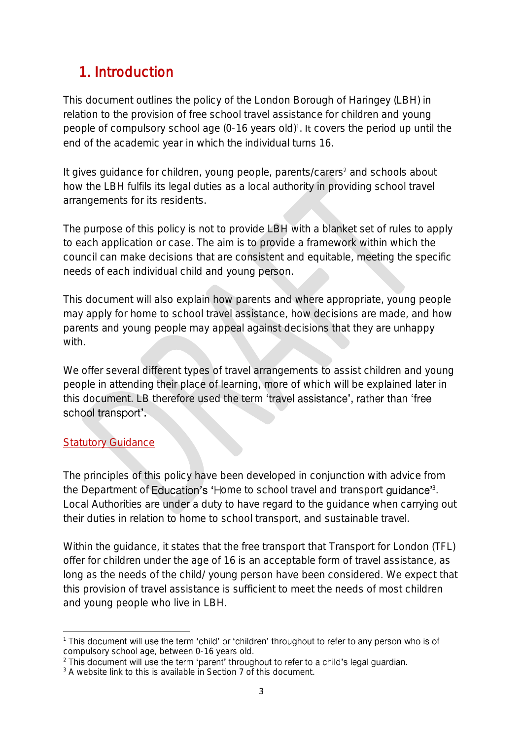# 1. Introduction

This document outlines the policy of the London Borough of Haringey (LBH) in relation to the provision of free school travel assistance for children and young people of compulsory school age (0-16 years old)[1]. It covers the period up until the end of the academic year in which the individual turns 16.

It gives guidance for children, young people, parents/carers[2] and schools about how the LBH fulfils its legal duties as a local authority in providing school travel arrangements for its residents.

The purpose of this policy is not to provide LBH with a blanket set of rules to apply to each application or case. The aim is to provide a framework within which the council can make decisions that are consistent and equitable, meeting the specific needs of each individual child and young person.

This document will also explain how parents and where appropriate, young people may apply for home to school travel assistance, how decisions are made, and how parents and young people may appeal against decisions that they are unhappy with.

We offer several different types of travel arrangements to assist children and young people in attending their place of learning, more of which will be explained later in this document. LB therefore used the term 'travel assistance', rather than 'free school transport'.

## Statutory Guidance

The principles of this policy have been developed in conjunction with advice from the Department of Education's 'Home to school travel and transport guidance'[3]. Local Authorities are under a duty to have regard to the guidance when carrying out their duties in relation to home to school transport, and sustainable travel.

Within the guidance, it states that the free transport that Transport for London (TFL) offer for children under the age of 16 is an acceptable form of travel assistance, as long as the needs of the child/ young person have been considered. We expect that this provision of travel assistance is sufficient to meet the needs of most children and young people who live in LBH.

---

[1] This document will use the term 'child' or 'children' throughout to refer to any person who is of compulsory school age, between 0-16 years old.

[2] This document will use the term 'parent' throughout to refer to a child's legal guardian.

[3] A website link to this is available in Section 7 of this document.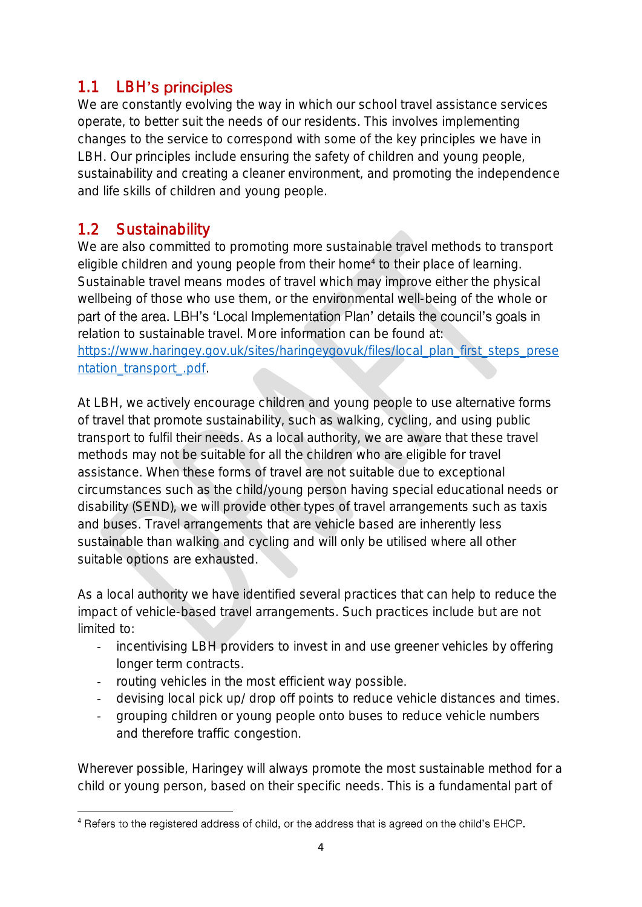## 1.1 LBH's principles

We are constantly evolving the way in which our school travel assistance services operate, to better suit the needs of our residents. This involves implementing changes to the service to correspond with some of the key principles we have in LBH. Our principles include ensuring the safety of children and young people, sustainability and creating a cleaner environment, and promoting the independence and life skills of children and young people.

## 1.2 Sustainability

We are also committed to promoting more sustainable travel methods to transport eligible children and young people from their home[4] to their place of learning. Sustainable travel means modes of travel which may improve either the physical wellbeing of those who use them, or the environmental well-being of the whole or part of the area. LBH's 'Local Implementation Plan' details the council's goals in relation to sustainable travel. More information can be found at: [https://www.haringey.gov.uk/sites/haringeygovuk/files/local_plan_first_steps_presentation_transport_.pdf](https://www.haringey.gov.uk/sites/haringeygovuk/files/local_plan_first_steps_presentation_transport_.pdf).

At LBH, we actively encourage children and young people to use alternative forms of travel that promote sustainability, such as walking, cycling, and using public transport to fulfil their needs. As a local authority, we are aware that these travel methods may not be suitable for all the children who are eligible for travel assistance. When these forms of travel are not suitable due to exceptional circumstances such as the child/young person having special educational needs or disability (SEND), we will provide other types of travel arrangements such as taxis and buses. Travel arrangements that are vehicle based are inherently less sustainable than walking and cycling and will only be utilised where all other suitable options are exhausted.

As a local authority we have identified several practices that can help to reduce the impact of vehicle-based travel arrangements. Such practices include but are not limited to:

- incentivising LBH providers to invest in and use greener vehicles by offering longer term contracts.
- routing vehicles in the most efficient way possible.
- devising local pick up/ drop off points to reduce vehicle distances and times.
- grouping children or young people onto buses to reduce vehicle numbers and therefore traffic congestion.

Wherever possible, Haringey will always promote the most sustainable method for a child or young person, based on their specific needs. This is a fundamental part of

[4] Refers to the registered address of child, or the address that is agreed on the child's EHCP.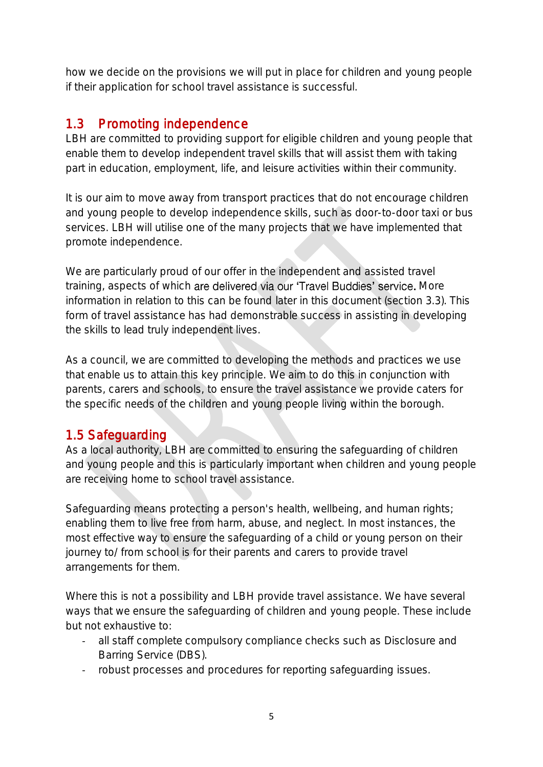how we decide on the provisions we will put in place for children and young people if their application for school travel assistance is successful.

## 1.3 Promoting independence

LBH are committed to providing support for eligible children and young people that enable them to develop independent travel skills that will assist them with taking part in education, employment, life, and leisure activities within their community.

It is our aim to move away from transport practices that do not encourage children and young people to develop independence skills, such as door-to-door taxi or bus services. LBH will utilise one of the many projects that we have implemented that promote independence.

We are particularly proud of our offer in the independent and assisted travel training, aspects of which are delivered via our 'Travel Buddies' service. More information in relation to this can be found later in this document (section 3.3). This form of travel assistance has had demonstrable success in assisting in developing the skills to lead truly independent lives.

As a council, we are committed to developing the methods and practices we use that enable us to attain this key principle. We aim to do this in conjunction with parents, carers and schools, to ensure the travel assistance we provide caters for the specific needs of the children and young people living within the borough.

## 1.5 Safeguarding

As a local authority, LBH are committed to ensuring the safeguarding of children and young people and this is particularly important when children and young people are receiving home to school travel assistance.

Safeguarding means protecting a person's health, wellbeing, and human rights; enabling them to live free from harm, abuse, and neglect. In most instances, the most effective way to ensure the safeguarding of a child or young person on their journey to/ from school is for their parents and carers to provide travel arrangements for them.

Where this is not a possibility and LBH provide travel assistance. We have several ways that we ensure the safeguarding of children and young people. These include but not exhaustive to:

- all staff complete compulsory compliance checks such as Disclosure and Barring Service (DBS).
- robust processes and procedures for reporting safeguarding issues.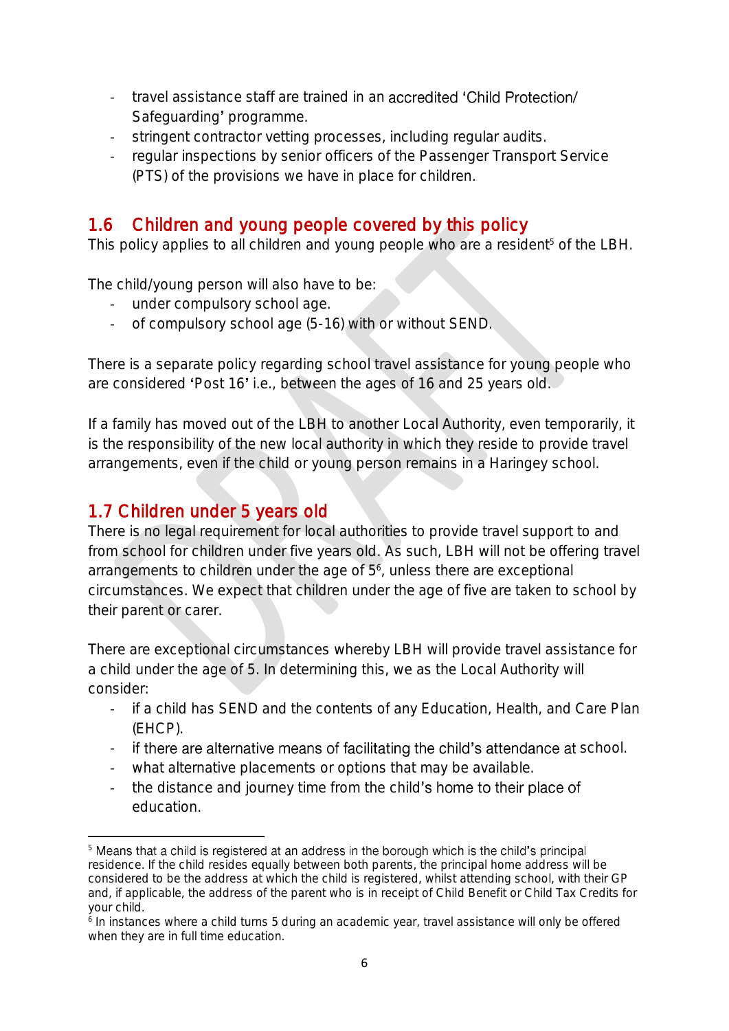- travel assistance staff are trained in an accredited 'Child Protection/ Safeguarding' programme.
- stringent contractor vetting processes, including regular audits.
- regular inspections by senior officers of the Passenger Transport Service (PTS) of the provisions we have in place for children.

## 1.6 Children and young people covered by this policy

This policy applies to all children and young people who are a resident[5] of the LBH.

The child/young person will also have to be:

- under compulsory school age.
- of compulsory school age (5-16) with or without SEND.

There is a separate policy regarding school travel assistance for young people who are considered 'Post 16' i.e., between the ages of 16 and 25 years old.

If a family has moved out of the LBH to another Local Authority, even temporarily, it is the responsibility of the new local authority in which they reside to provide travel arrangements, even if the child or young person remains in a Haringey school.

## 1.7 Children under 5 years old

There is no legal requirement for local authorities to provide travel support to and from school for children under five years old. As such, LBH will not be offering travel arrangements to children under the age of 5[6], unless there are exceptional circumstances. We expect that children under the age of five are taken to school by their parent or carer.

There are exceptional circumstances whereby LBH will provide travel assistance for a child under the age of 5. In determining this, we as the Local Authority will consider:

- if a child has SEND and the contents of any Education, Health, and Care Plan (EHCP).
- if there are alternative means of facilitating the child's attendance at school.
- what alternative placements or options that may be available.
- the distance and journey time from the child's home to their place of education.

---

[5] Means that a child is registered at an address in the borough which is the child's principal residence. If the child resides equally between both parents, the principal home address will be considered to be the address at which the child is registered, whilst attending school, with their GP and, if applicable, the address of the parent who is in receipt of Child Benefit or Child Tax Credits for your child.

[6] In instances where a child turns 5 during an academic year, travel assistance will only be offered when they are in full time education.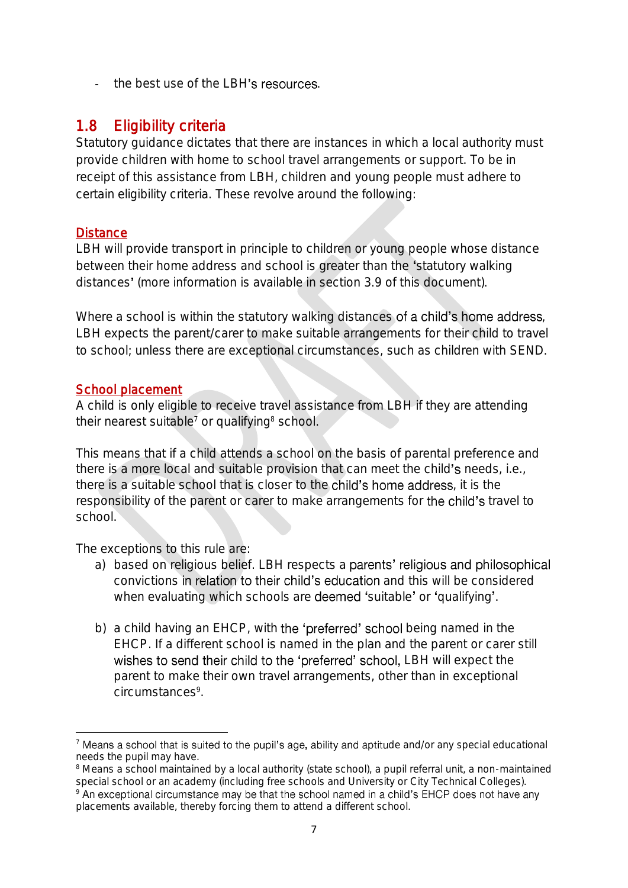- the best use of the LBH's resources.

## 1.8 Eligibility criteria

Statutory guidance dictates that there are instances in which a local authority must provide children with home to school travel arrangements or support. To be in receipt of this assistance from LBH, children and young people must adhere to certain eligibility criteria. These revolve around the following:

### Distance

LBH will provide transport in principle to children or young people whose distance between their home address and school is greater than the 'statutory walking distances' (more information is available in section 3.9 of this document).

Where a school is within the statutory walking distances of a child's home address, LBH expects the parent/carer to make suitable arrangements for their child to travel to school; unless there are exceptional circumstances, such as children with SEND.

### School placement

A child is only eligible to receive travel assistance from LBH if they are attending their nearest suitable[7] or qualifying[8] school.

This means that if a child attends a school on the basis of parental preference and there is a more local and suitable provision that can meet the child's needs, i.e., there is a suitable school that is closer to the child's home address, it is the responsibility of the parent or carer to make arrangements for the child's travel to school.

The exceptions to this rule are:

a) based on religious belief. LBH respects a parents' religious and philosophical convictions in relation to their child's education and this will be considered when evaluating which schools are deemed 'suitable' or 'qualifying'.

b) a child having an EHCP, with the 'preferred' school being named in the EHCP. If a different school is named in the plan and the parent or carer still wishes to send their child to the 'preferred' school, LBH will expect the parent to make their own travel arrangements, other than in exceptional circumstances[9].

---

[7] Means a school that is suited to the pupil's age, ability and aptitude and/or any special educational needs the pupil may have.

[8] Means a school maintained by a local authority (state school), a pupil referral unit, a non-maintained special school or an academy (including free schools and University or City Technical Colleges).

[9] An exceptional circumstance may be that the school named in a child's EHCP does not have any placements available, thereby forcing them to attend a different school.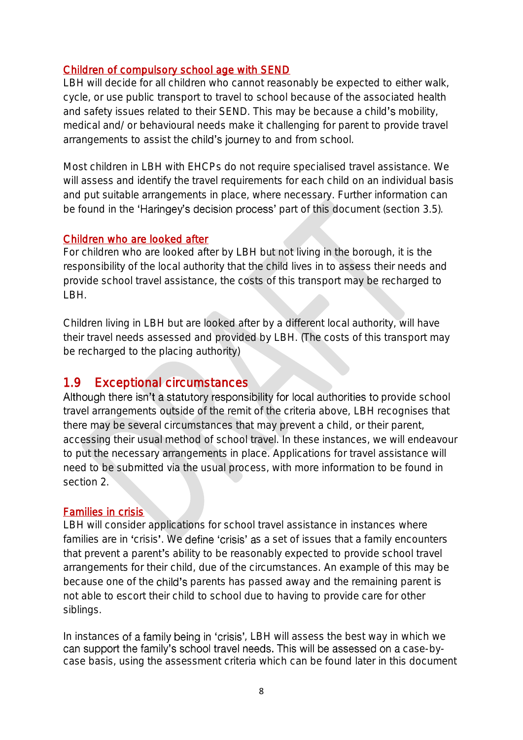### Children of compulsory school age with SEND

LBH will decide for all children who cannot reasonably be expected to either walk, cycle, or use public transport to travel to school because of the associated health and safety issues related to their SEND. This may be because a child's mobility, medical and/ or behavioural needs make it challenging for parent to provide travel arrangements to assist the child's journey to and from school.

Most children in LBH with EHCPs do not require specialised travel assistance. We will assess and identify the travel requirements for each child on an individual basis and put suitable arrangements in place, where necessary. Further information can be found in the 'Haringey's decision process' part of this document (section 3.5).

### Children who are looked after

For children who are looked after by LBH but not living in the borough, it is the responsibility of the local authority that the child lives in to assess their needs and provide school travel assistance, the costs of this transport may be recharged to LBH.

Children living in LBH but are looked after by a different local authority, will have their travel needs assessed and provided by LBH. (The costs of this transport may be recharged to the placing authority)

## 1.9 Exceptional circumstances

Although there isn't a statutory responsibility for local authorities to provide school travel arrangements outside of the remit of the criteria above, LBH recognises that there may be several circumstances that may prevent a child, or their parent, accessing their usual method of school travel. In these instances, we will endeavour to put the necessary arrangements in place. Applications for travel assistance will need to be submitted via the usual process, with more information to be found in section 2.

### Families in crisis

LBH will consider applications for school travel assistance in instances where families are in 'crisis'. We define 'crisis' as a set of issues that a family encounters that prevent a parent's ability to be reasonably expected to provide school travel arrangements for their child, due of the circumstances. An example of this may be because one of the child's parents has passed away and the remaining parent is not able to escort their child to school due to having to provide care for other siblings.

In instances of a family being in 'crisis', LBH will assess the best way in which we can support the family's school travel needs. This will be assessed on a case-by-case basis, using the assessment criteria which can be found later in this document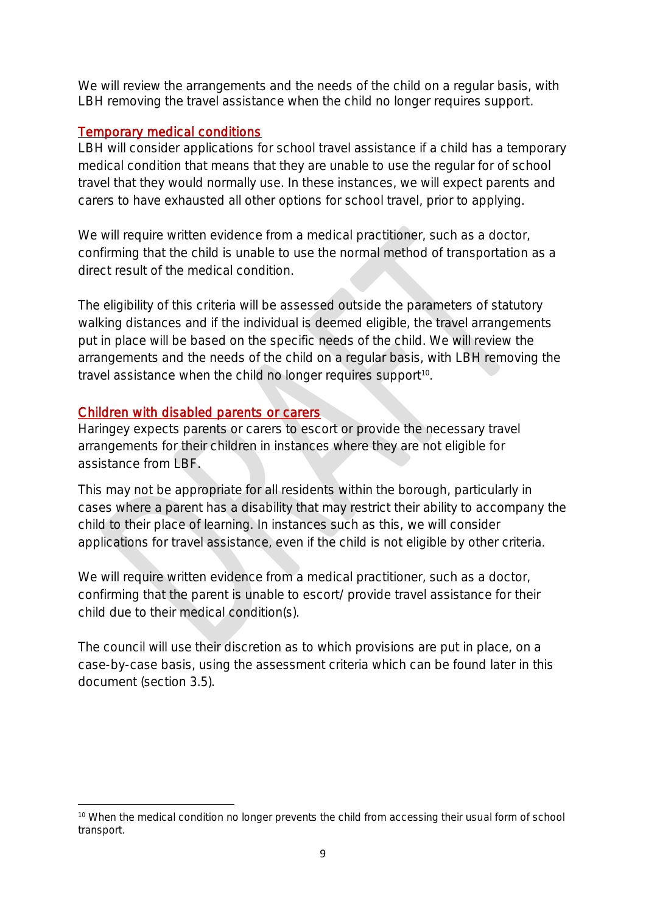We will review the arrangements and the needs of the child on a regular basis, with LBH removing the travel assistance when the child no longer requires support.

### Temporary medical conditions

LBH will consider applications for school travel assistance if a child has a temporary medical condition that means that they are unable to use the regular for of school travel that they would normally use. In these instances, we will expect parents and carers to have exhausted all other options for school travel, prior to applying.

We will require written evidence from a medical practitioner, such as a doctor, confirming that the child is unable to use the normal method of transportation as a direct result of the medical condition.

The eligibility of this criteria will be assessed outside the parameters of statutory walking distances and if the individual is deemed eligible, the travel arrangements put in place will be based on the specific needs of the child. We will review the arrangements and the needs of the child on a regular basis, with LBH removing the travel assistance when the child no longer requires support[10].

### Children with disabled parents or carers

Haringey expects parents or carers to escort or provide the necessary travel arrangements for their children in instances where they are not eligible for assistance from LBF.

This may not be appropriate for all residents within the borough, particularly in cases where a parent has a disability that may restrict their ability to accompany the child to their place of learning. In instances such as this, we will consider applications for travel assistance, even if the child is not eligible by other criteria.

We will require written evidence from a medical practitioner, such as a doctor, confirming that the parent is unable to escort/ provide travel assistance for their child due to their medical condition(s).

The council will use their discretion as to which provisions are put in place, on a case-by-case basis, using the assessment criteria which can be found later in this document (section 3.5).

---

[10] When the medical condition no longer prevents the child from accessing their usual form of school transport.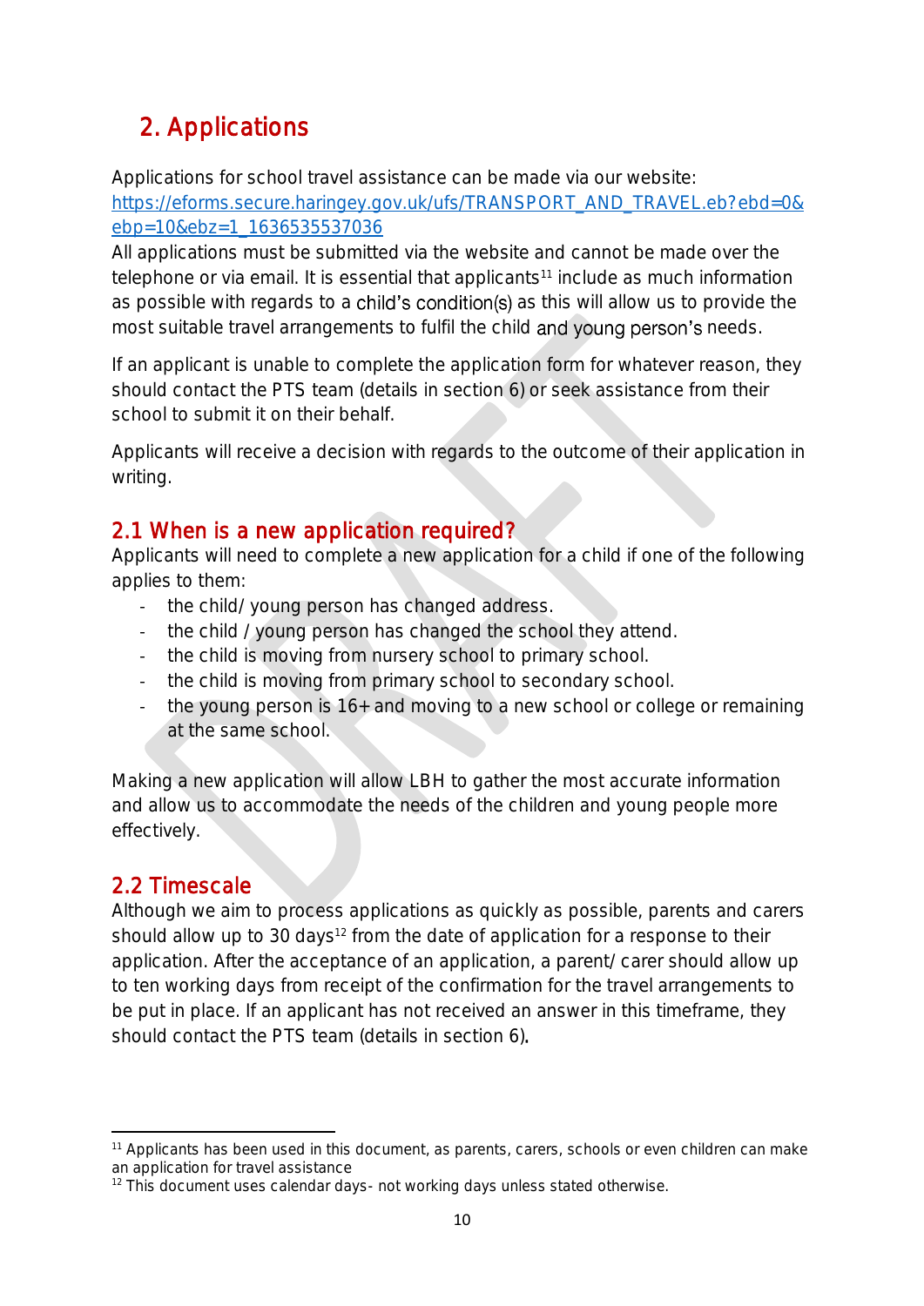# 2. Applications

Applications for school travel assistance can be made via our website: https://eforms.secure.haringey.gov.uk/ufs/TRANSPORT_AND_TRAVEL.eb?ebd=0&ebp=10&ebz=1_1636535537036

All applications must be submitted via the website and cannot be made over the telephone or via email. It is essential that applicants[11] include as much information as possible with regards to a child's condition(s) as this will allow us to provide the most suitable travel arrangements to fulfil the child and young person's needs.

If an applicant is unable to complete the application form for whatever reason, they should contact the PTS team (details in section 6) or seek assistance from their school to submit it on their behalf.

Applicants will receive a decision with regards to the outcome of their application in writing.

## 2.1 When is a new application required?

Applicants will need to complete a new application for a child if one of the following applies to them:

- the child/ young person has changed address.
- the child / young person has changed the school they attend.
- the child is moving from nursery school to primary school.
- the child is moving from primary school to secondary school.
- the young person is 16+ and moving to a new school or college or remaining at the same school.

Making a new application will allow LBH to gather the most accurate information and allow us to accommodate the needs of the children and young people more effectively.

## 2.2 Timescale

Although we aim to process applications as quickly as possible, parents and carers should allow up to 30 days[12] from the date of application for a response to their application. After the acceptance of an application, a parent/ carer should allow up to ten working days from receipt of the confirmation for the travel arrangements to be put in place. If an applicant has not received an answer in this timeframe, they should contact the PTS team (details in section 6).

---

[11] Applicants has been used in this document, as parents, carers, schools or even children can make an application for travel assistance

[12] This document uses calendar days- not working days unless stated otherwise.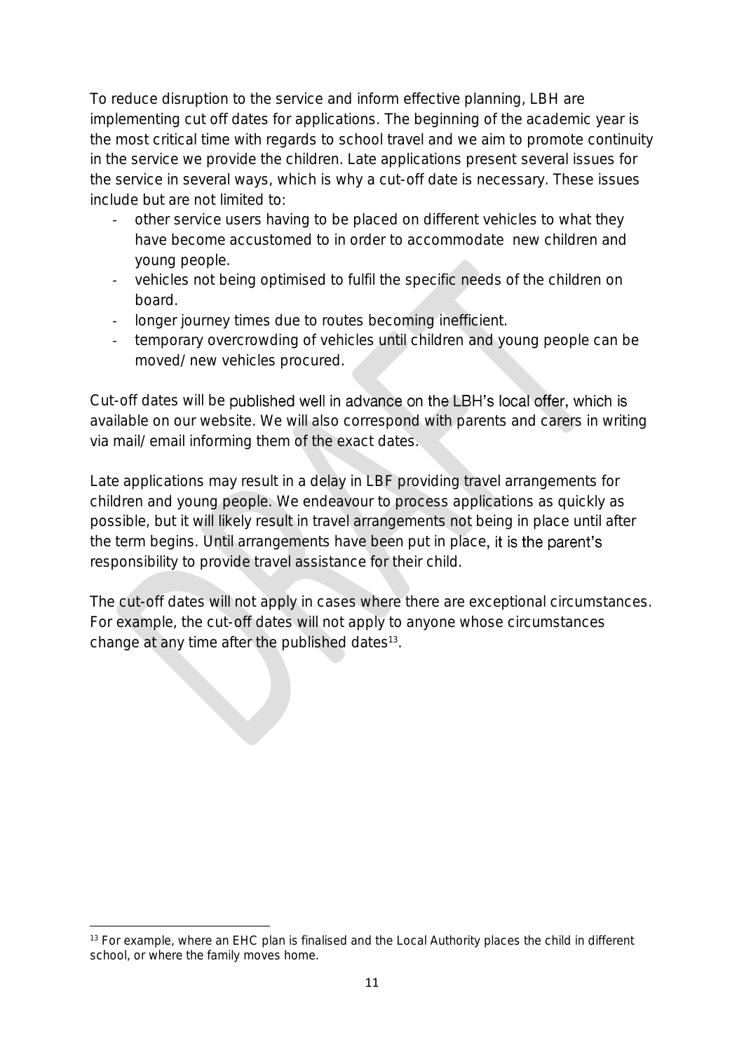To reduce disruption to the service and inform effective planning, LBH are implementing cut off dates for applications. The beginning of the academic year is the most critical time with regards to school travel and we aim to promote continuity in the service we provide the children. Late applications present several issues for the service in several ways, which is why a cut-off date is necessary. These issues include but are not limited to:

- other service users having to be placed on different vehicles to what they have become accustomed to in order to accommodate new children and young people.
- vehicles not being optimised to fulfil the specific needs of the children on board.
- longer journey times due to routes becoming inefficient.
- temporary overcrowding of vehicles until children and young people can be moved/ new vehicles procured.

Cut-off dates will be published well in advance on the LBH's local offer, which is available on our website. We will also correspond with parents and carers in writing via mail/ email informing them of the exact dates.

Late applications may result in a delay in LBF providing travel arrangements for children and young people. We endeavour to process applications as quickly as possible, but it will likely result in travel arrangements not being in place until after the term begins. Until arrangements have been put in place, it is the parent's responsibility to provide travel assistance for their child.

The cut-off dates will not apply in cases where there are exceptional circumstances. For example, the cut-off dates will not apply to anyone whose circumstances change at any time after the published dates[13].

---

[13] For example, where an EHC plan is finalised and the Local Authority places the child in different school, or where the family moves home.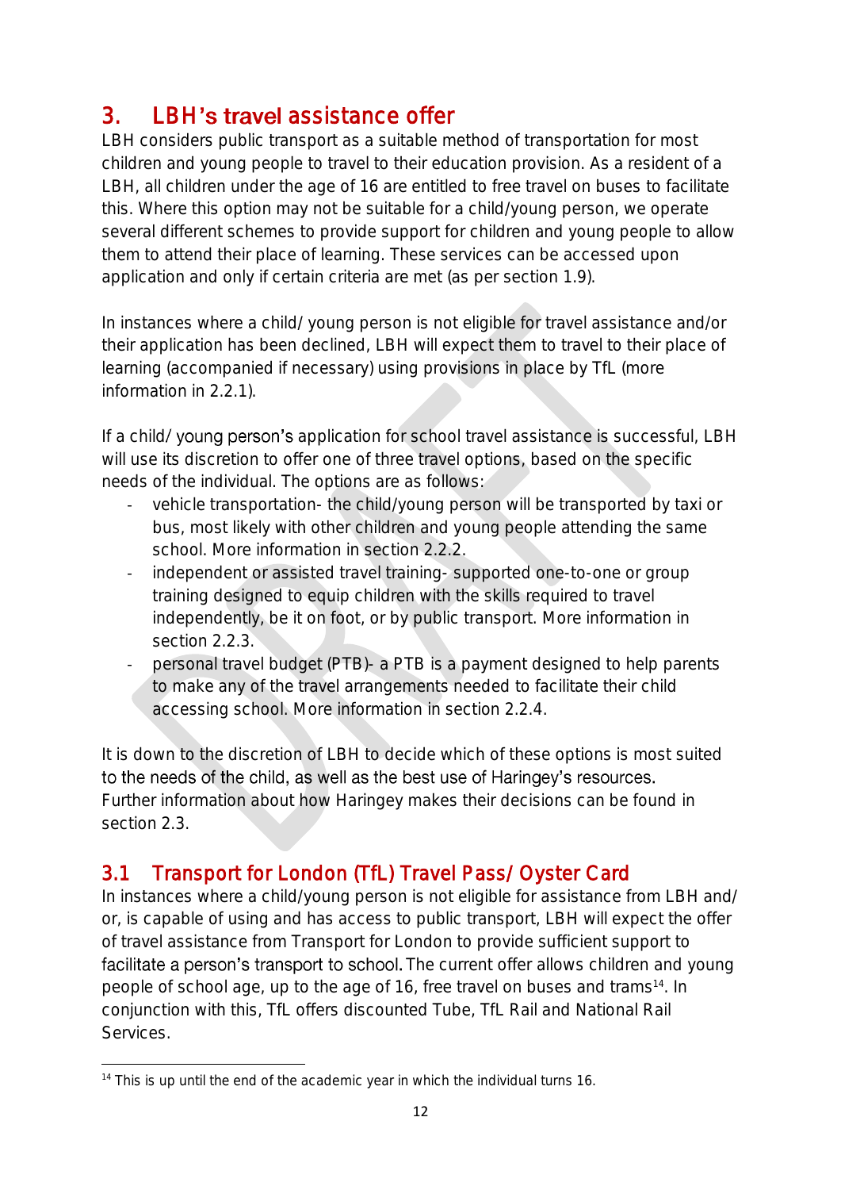## 3. LBH's travel assistance offer

LBH considers public transport as a suitable method of transportation for most children and young people to travel to their education provision. As a resident of a LBH, all children under the age of 16 are entitled to free travel on buses to facilitate this. Where this option may not be suitable for a child/young person, we operate several different schemes to provide support for children and young people to allow them to attend their place of learning. These services can be accessed upon application and only if certain criteria are met (as per section 1.9).

In instances where a child/ young person is not eligible for travel assistance and/or their application has been declined, LBH will expect them to travel to their place of learning (accompanied if necessary) using provisions in place by TfL (more information in 2.2.1).

If a child/ young person's application for school travel assistance is successful, LBH will use its discretion to offer one of three travel options, based on the specific needs of the individual. The options are as follows:

- vehicle transportation- the child/young person will be transported by taxi or bus, most likely with other children and young people attending the same school. More information in section 2.2.2.
- independent or assisted travel training- supported one-to-one or group training designed to equip children with the skills required to travel independently, be it on foot, or by public transport. More information in section 2.2.3.
- personal travel budget (PTB)- a PTB is a payment designed to help parents to make any of the travel arrangements needed to facilitate their child accessing school. More information in section 2.2.4.

It is down to the discretion of LBH to decide which of these options is most suited to the needs of the child, as well as the best use of Haringey's resources. Further information about how Haringey makes their decisions can be found in section 2.3.

### 3.1 Transport for London (TfL) Travel Pass/ Oyster Card

In instances where a child/young person is not eligible for assistance from LBH and/ or, is capable of using and has access to public transport, LBH will expect the offer of travel assistance from Transport for London to provide sufficient support to facilitate a person's transport to school. The current offer allows children and young people of school age, up to the age of 16, free travel on buses and trams[14]. In conjunction with this, TfL offers discounted Tube, TfL Rail and National Rail Services.

[14] This is up until the end of the academic year in which the individual turns 16.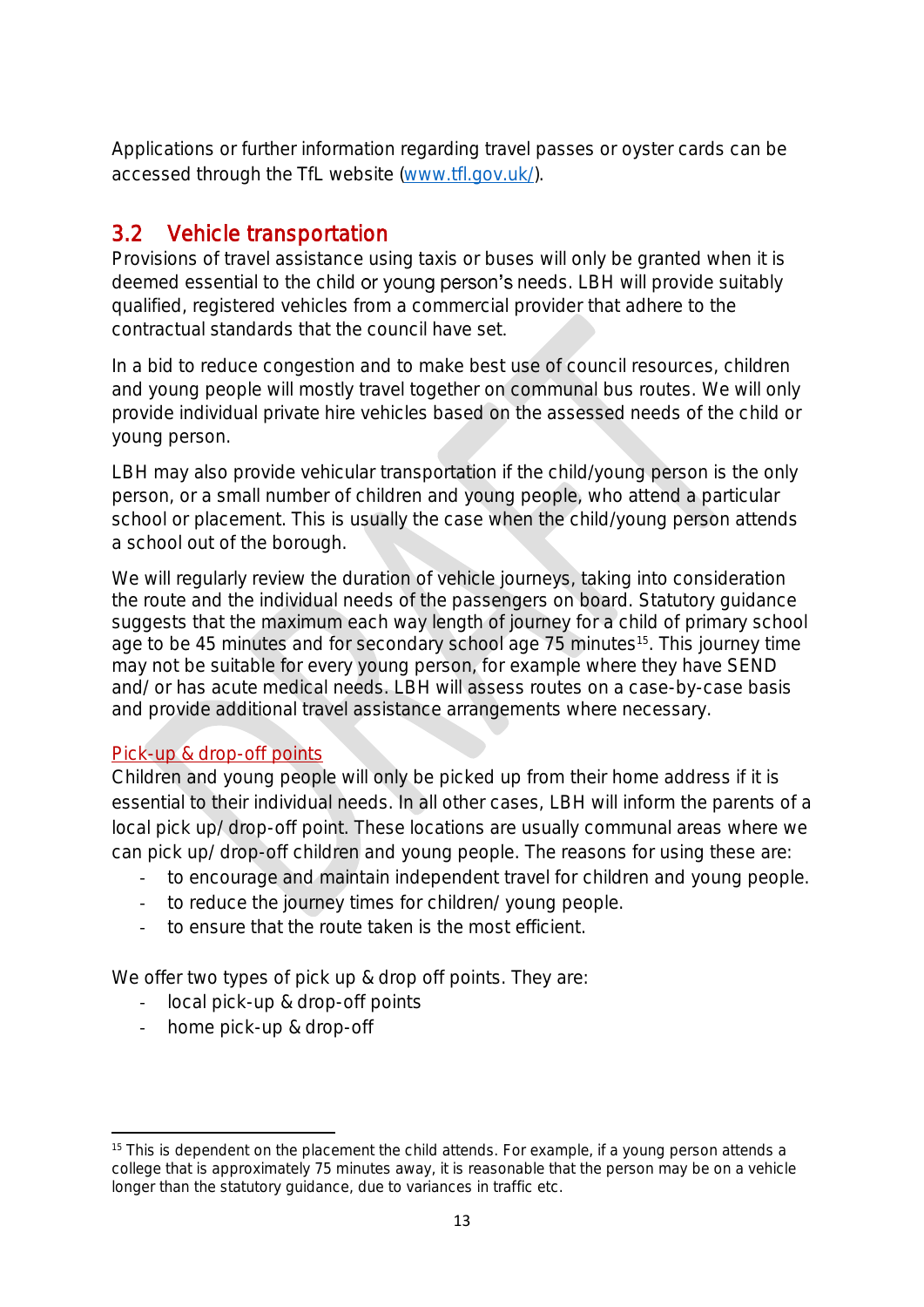Applications or further information regarding travel passes or oyster cards can be accessed through the TfL website (www.tfl.gov.uk/).

## 3.2 Vehicle transportation

Provisions of travel assistance using taxis or buses will only be granted when it is deemed essential to the child or young person's needs. LBH will provide suitably qualified, registered vehicles from a commercial provider that adhere to the contractual standards that the council have set.

In a bid to reduce congestion and to make best use of council resources, children and young people will mostly travel together on communal bus routes. We will only provide individual private hire vehicles based on the assessed needs of the child or young person.

LBH may also provide vehicular transportation if the child/young person is the only person, or a small number of children and young people, who attend a particular school or placement. This is usually the case when the child/young person attends a school out of the borough.

We will regularly review the duration of vehicle journeys, taking into consideration the route and the individual needs of the passengers on board. Statutory guidance suggests that the maximum each way length of journey for a child of primary school age to be 45 minutes and for secondary school age 75 minutes[15]. This journey time may not be suitable for every young person, for example where they have SEND and/ or has acute medical needs. LBH will assess routes on a case-by-case basis and provide additional travel assistance arrangements where necessary.

### Pick-up & drop-off points

Children and young people will only be picked up from their home address if it is essential to their individual needs. In all other cases, LBH will inform the parents of a local pick up/ drop-off point. These locations are usually communal areas where we can pick up/ drop-off children and young people. The reasons for using these are:

- to encourage and maintain independent travel for children and young people.
- to reduce the journey times for children/ young people.
- to ensure that the route taken is the most efficient.

We offer two types of pick up & drop off points. They are:

- local pick-up & drop-off points
- home pick-up & drop-off

[15] This is dependent on the placement the child attends. For example, if a young person attends a college that is approximately 75 minutes away, it is reasonable that the person may be on a vehicle longer than the statutory guidance, due to variances in traffic etc.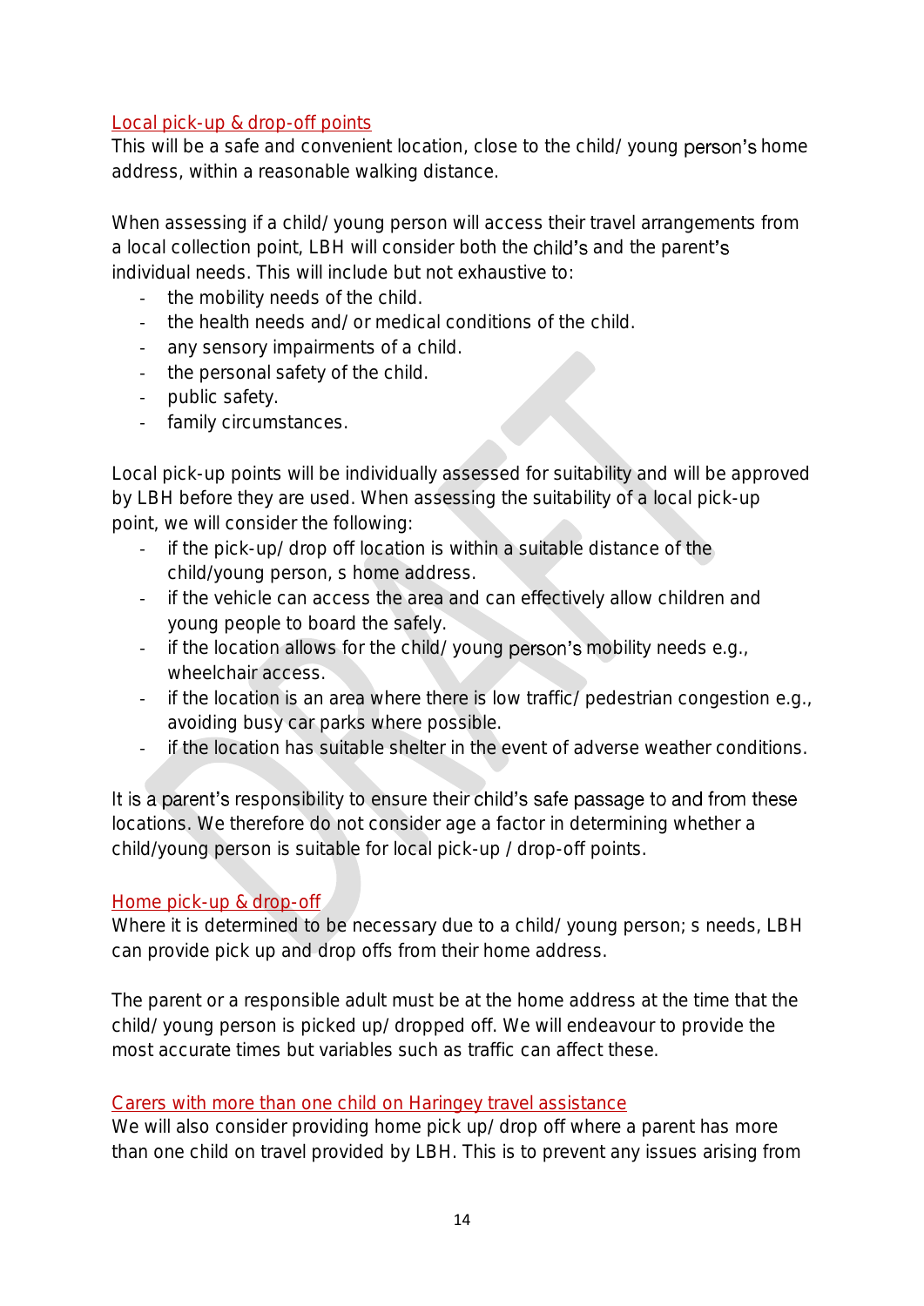### Local pick-up & drop-off points

This will be a safe and convenient location, close to the child/ young person's home address, within a reasonable walking distance.

When assessing if a child/ young person will access their travel arrangements from a local collection point, LBH will consider both the child's and the parent's individual needs. This will include but not exhaustive to:

- the mobility needs of the child.
- the health needs and/ or medical conditions of the child.
- any sensory impairments of a child.
- the personal safety of the child.
- public safety.
- family circumstances.

Local pick-up points will be individually assessed for suitability and will be approved by LBH before they are used. When assessing the suitability of a local pick-up point, we will consider the following:

- if the pick-up/ drop off location is within a suitable distance of the child/young person, s home address.
- if the vehicle can access the area and can effectively allow children and young people to board the safely.
- if the location allows for the child/ young person's mobility needs e.g., wheelchair access.
- if the location is an area where there is low traffic/ pedestrian congestion e.g., avoiding busy car parks where possible.
- if the location has suitable shelter in the event of adverse weather conditions.

It is a parent's responsibility to ensure their child's safe passage to and from these locations. We therefore do not consider age a factor in determining whether a child/young person is suitable for local pick-up / drop-off points.

### Home pick-up & drop-off

Where it is determined to be necessary due to a child/ young person; s needs, LBH can provide pick up and drop offs from their home address.

The parent or a responsible adult must be at the home address at the time that the child/ young person is picked up/ dropped off. We will endeavour to provide the most accurate times but variables such as traffic can affect these.

### Carers with more than one child on Haringey travel assistance

We will also consider providing home pick up/ drop off where a parent has more than one child on travel provided by LBH. This is to prevent any issues arising from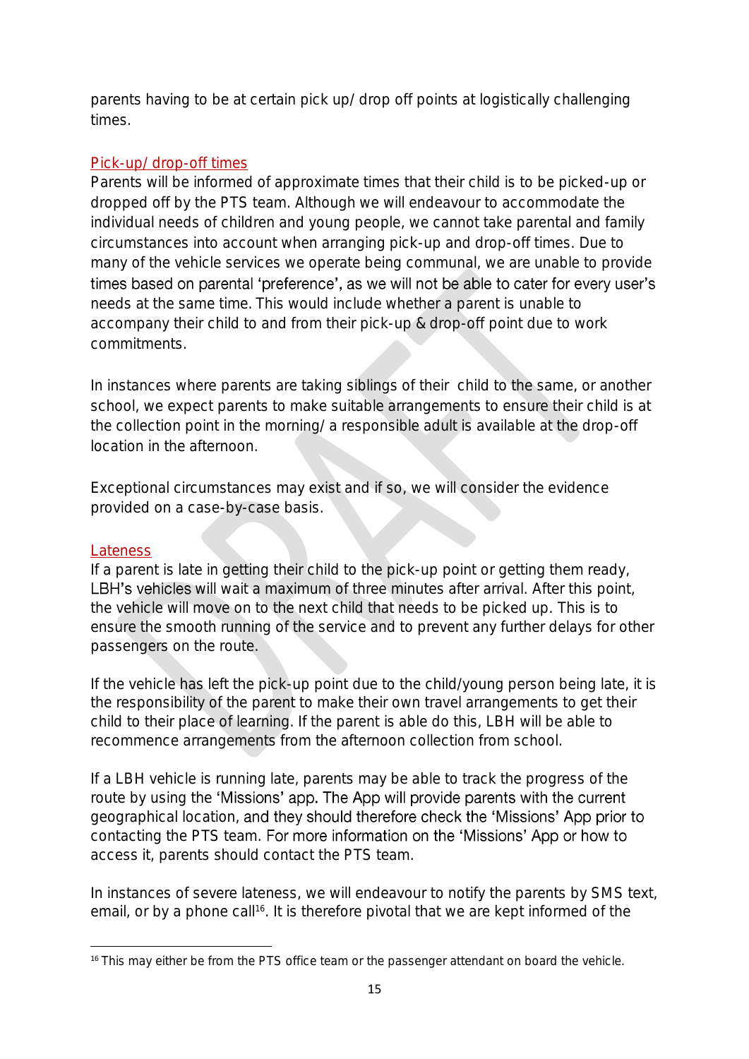parents having to be at certain pick up/ drop off points at logistically challenging times.

## Pick-up/ drop-off times

Parents will be informed of approximate times that their child is to be picked-up or dropped off by the PTS team. Although we will endeavour to accommodate the individual needs of children and young people, we cannot take parental and family circumstances into account when arranging pick-up and drop-off times. Due to many of the vehicle services we operate being communal, we are unable to provide times based on parental 'preference', as we will not be able to cater for every user's needs at the same time. This would include whether a parent is unable to accompany their child to and from their pick-up & drop-off point due to work commitments.

In instances where parents are taking siblings of their child to the same, or another school, we expect parents to make suitable arrangements to ensure their child is at the collection point in the morning/ a responsible adult is available at the drop-off location in the afternoon.

Exceptional circumstances may exist and if so, we will consider the evidence provided on a case-by-case basis.

## Lateness

If a parent is late in getting their child to the pick-up point or getting them ready, LBH's vehicles will wait a maximum of three minutes after arrival. After this point, the vehicle will move on to the next child that needs to be picked up. This is to ensure the smooth running of the service and to prevent any further delays for other passengers on the route.

If the vehicle has left the pick-up point due to the child/young person being late, it is the responsibility of the parent to make their own travel arrangements to get their child to their place of learning. If the parent is able do this, LBH will be able to recommence arrangements from the afternoon collection from school.

If a LBH vehicle is running late, parents may be able to track the progress of the route by using the 'Missions' app. The App will provide parents with the current geographical location, and they should therefore check the 'Missions' App prior to contacting the PTS team. For more information on the 'Missions' App or how to access it, parents should contact the PTS team.

In instances of severe lateness, we will endeavour to notify the parents by SMS text, email, or by a phone call[16]. It is therefore pivotal that we are kept informed of the

[16] This may either be from the PTS office team or the passenger attendant on board the vehicle.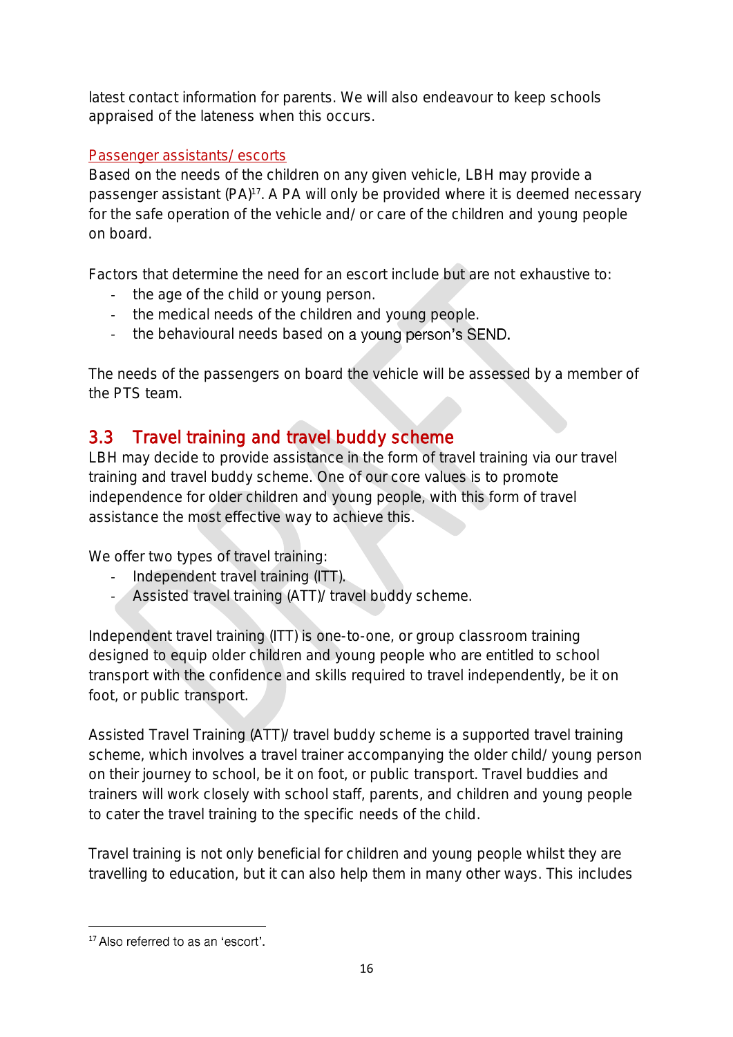latest contact information for parents. We will also endeavour to keep schools appraised of the lateness when this occurs.

Passenger assistants/ escorts

Based on the needs of the children on any given vehicle, LBH may provide a passenger assistant (PA)[17]. A PA will only be provided where it is deemed necessary for the safe operation of the vehicle and/ or care of the children and young people on board.

Factors that determine the need for an escort include but are not exhaustive to:

- the age of the child or young person.
- the medical needs of the children and young people.
- the behavioural needs based on a young person's SEND.

The needs of the passengers on board the vehicle will be assessed by a member of the PTS team.

## 3.3 Travel training and travel buddy scheme

LBH may decide to provide assistance in the form of travel training via our travel training and travel buddy scheme. One of our core values is to promote independence for older children and young people, with this form of travel assistance the most effective way to achieve this.

We offer two types of travel training:

- Independent travel training (ITT).
- Assisted travel training (ATT)/ travel buddy scheme.

Independent travel training (ITT) is one-to-one, or group classroom training designed to equip older children and young people who are entitled to school transport with the confidence and skills required to travel independently, be it on foot, or public transport.

Assisted Travel Training (ATT)/ travel buddy scheme is a supported travel training scheme, which involves a travel trainer accompanying the older child/ young person on their journey to school, be it on foot, or public transport. Travel buddies and trainers will work closely with school staff, parents, and children and young people to cater the travel training to the specific needs of the child.

Travel training is not only beneficial for children and young people whilst they are travelling to education, but it can also help them in many other ways. This includes

[17] Also referred to as an 'escort'.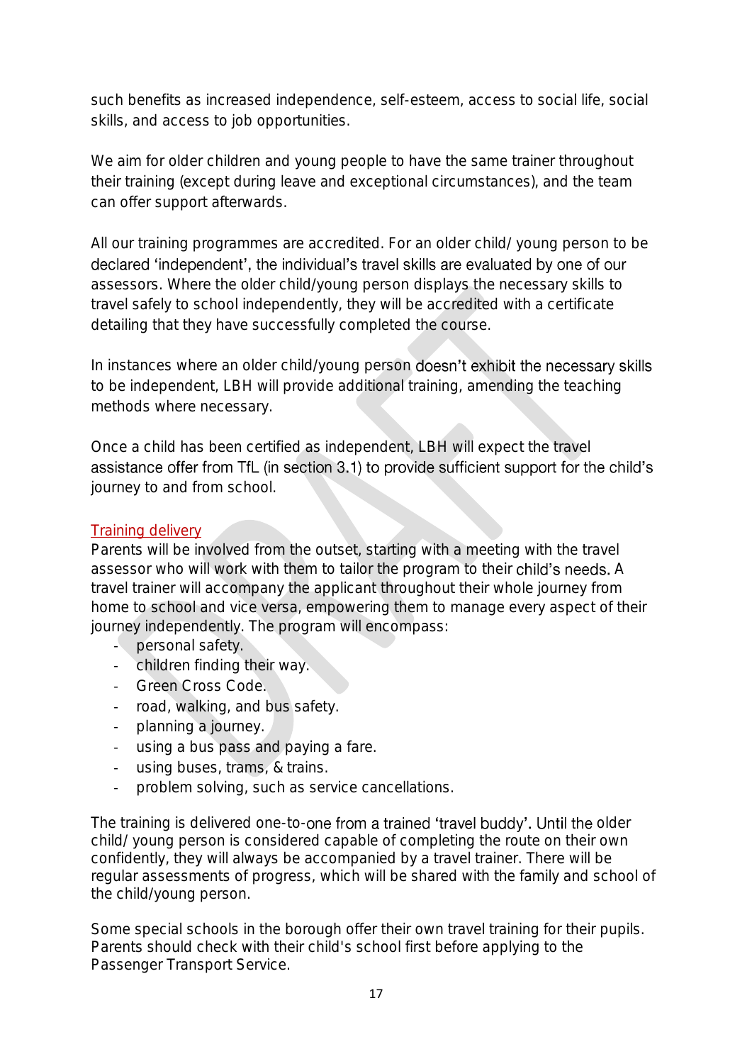such benefits as increased independence, self-esteem, access to social life, social skills, and access to job opportunities.

We aim for older children and young people to have the same trainer throughout their training (except during leave and exceptional circumstances), and the team can offer support afterwards.

All our training programmes are accredited. For an older child/ young person to be declared 'independent', the individual's travel skills are evaluated by one of our assessors. Where the older child/young person displays the necessary skills to travel safely to school independently, they will be accredited with a certificate detailing that they have successfully completed the course.

In instances where an older child/young person doesn't exhibit the necessary skills to be independent, LBH will provide additional training, amending the teaching methods where necessary.

Once a child has been certified as independent, LBH will expect the travel assistance offer from TfL (in section 3.1) to provide sufficient support for the child's journey to and from school.

### Training delivery

Parents will be involved from the outset, starting with a meeting with the travel assessor who will work with them to tailor the program to their child's needs. A travel trainer will accompany the applicant throughout their whole journey from home to school and vice versa, empowering them to manage every aspect of their journey independently. The program will encompass:

- personal safety.
- children finding their way.
- Green Cross Code.
- road, walking, and bus safety.
- planning a journey.
- using a bus pass and paying a fare.
- using buses, trams, & trains.
- problem solving, such as service cancellations.

The training is delivered one-to-one from a trained 'travel buddy'. Until the older child/ young person is considered capable of completing the route on their own confidently, they will always be accompanied by a travel trainer. There will be regular assessments of progress, which will be shared with the family and school of the child/young person.

Some special schools in the borough offer their own travel training for their pupils. Parents should check with their child's school first before applying to the Passenger Transport Service.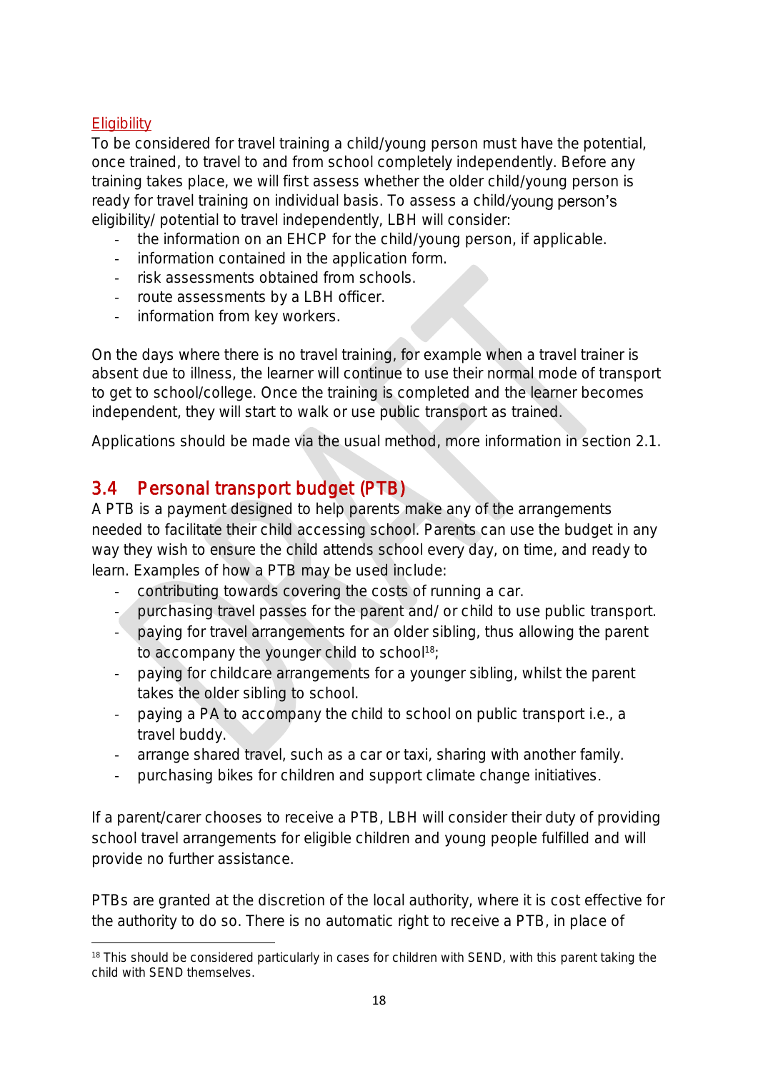#### Eligibility

To be considered for travel training a child/young person must have the potential, once trained, to travel to and from school completely independently. Before any training takes place, we will first assess whether the older child/young person is ready for travel training on individual basis. To assess a child/young person's eligibility/ potential to travel independently, LBH will consider:

- the information on an EHCP for the child/young person, if applicable.
- information contained in the application form.
- risk assessments obtained from schools.
- route assessments by a LBH officer.
- information from key workers.

On the days where there is no travel training, for example when a travel trainer is absent due to illness, the learner will continue to use their normal mode of transport to get to school/college. Once the training is completed and the learner becomes independent, they will start to walk or use public transport as trained.

Applications should be made via the usual method, more information in section 2.1.

## 3.4 Personal transport budget (PTB)

A PTB is a payment designed to help parents make any of the arrangements needed to facilitate their child accessing school. Parents can use the budget in any way they wish to ensure the child attends school every day, on time, and ready to learn. Examples of how a PTB may be used include:

- contributing towards covering the costs of running a car.
- purchasing travel passes for the parent and/ or child to use public transport.
- paying for travel arrangements for an older sibling, thus allowing the parent to accompany the younger child to school[18];
- paying for childcare arrangements for a younger sibling, whilst the parent takes the older sibling to school.
- paying a PA to accompany the child to school on public transport i.e., a travel buddy.
- arrange shared travel, such as a car or taxi, sharing with another family.
- purchasing bikes for children and support climate change initiatives.

If a parent/carer chooses to receive a PTB, LBH will consider their duty of providing school travel arrangements for eligible children and young people fulfilled and will provide no further assistance.

PTBs are granted at the discretion of the local authority, where it is cost effective for the authority to do so. There is no automatic right to receive a PTB, in place of

[18] This should be considered particularly in cases for children with SEND, with this parent taking the child with SEND themselves.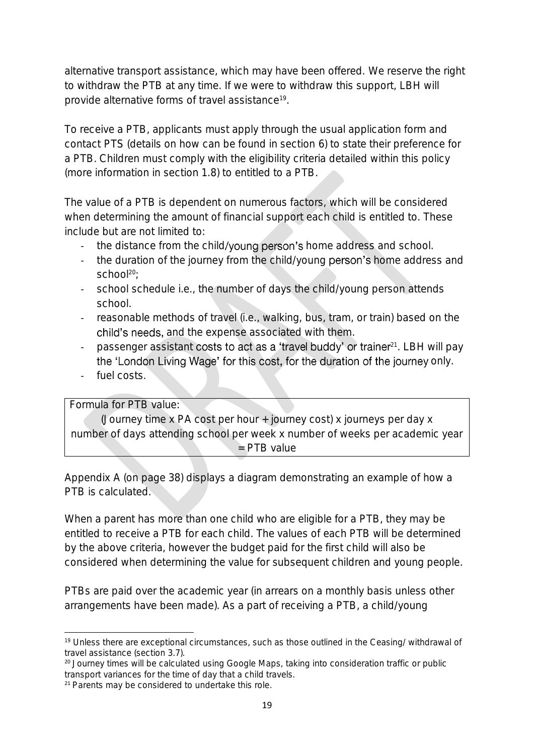alternative transport assistance, which may have been offered. We reserve the right to withdraw the PTB at any time. If we were to withdraw this support, LBH will provide alternative forms of travel assistance[19].

To receive a PTB, applicants must apply through the usual application form and contact PTS (details on how can be found in section 6) to state their preference for a PTB. Children must comply with the eligibility criteria detailed within this policy (more information in section 1.8) to entitled to a PTB.

The value of a PTB is dependent on numerous factors, which will be considered when determining the amount of financial support each child is entitled to. These include but are not limited to:

- the distance from the child/young person's home address and school.
- the duration of the journey from the child/young person's home address and school[20];
- school schedule i.e., the number of days the child/young person attends school.
- reasonable methods of travel (i.e., walking, bus, tram, or train) based on the child's needs, and the expense associated with them.
- passenger assistant costs to act as a 'travel buddy' or trainer[21]. LBH will pay the 'London Living Wage' for this cost, for the duration of the journey only.
- fuel costs.

| Formula for PTB value: |
|---|
| (Journey time x PA cost per hour + journey cost) x journeys per day x number of days attending school per week x number of weeks per academic year = PTB value |

Appendix A (on page 38) displays a diagram demonstrating an example of how a PTB is calculated.

When a parent has more than one child who are eligible for a PTB, they may be entitled to receive a PTB for each child. The values of each PTB will be determined by the above criteria, however the budget paid for the first child will also be considered when determining the value for subsequent children and young people.

PTBs are paid over the academic year (in arrears on a monthly basis unless other arrangements have been made). As a part of receiving a PTB, a child/young

[19] Unless there are exceptional circumstances, such as those outlined in the Ceasing/ withdrawal of travel assistance (section 3.7).

[20] Journey times will be calculated using Google Maps, taking into consideration traffic or public transport variances for the time of day that a child travels.

[21] Parents may be considered to undertake this role.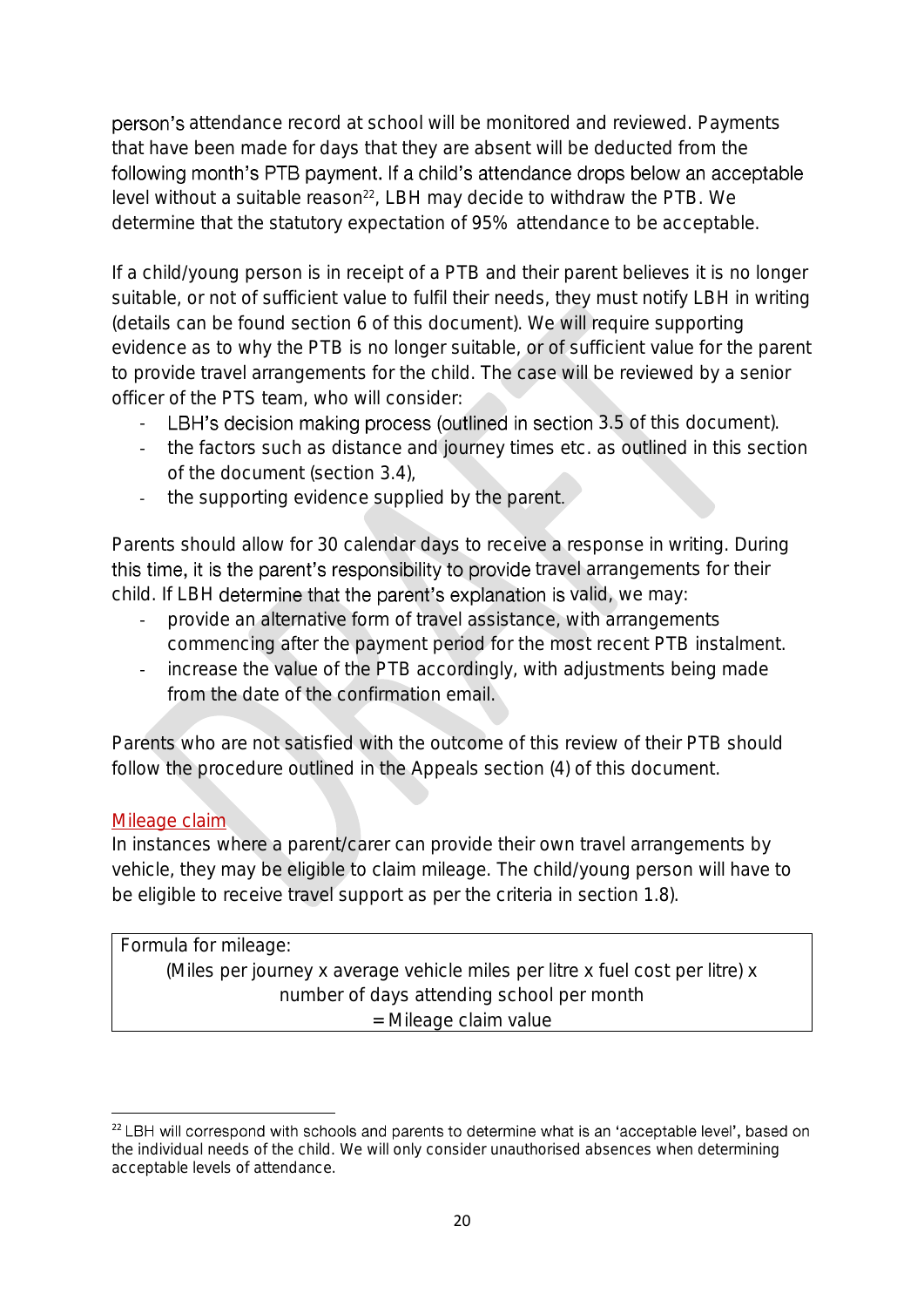person's attendance record at school will be monitored and reviewed. Payments that have been made for days that they are absent will be deducted from the following month's PTB payment. If a child's attendance drops below an acceptable level without a suitable reason[22], LBH may decide to withdraw the PTB. We determine that the statutory expectation of 95% attendance to be acceptable.

If a child/young person is in receipt of a PTB and their parent believes it is no longer suitable, or not of sufficient value to fulfil their needs, they must notify LBH in writing (details can be found section 6 of this document). We will require supporting evidence as to why the PTB is no longer suitable, or of sufficient value for the parent to provide travel arrangements for the child. The case will be reviewed by a senior officer of the PTS team, who will consider:

- LBH's decision making process (outlined in section 3.5 of this document).
- the factors such as distance and journey times etc. as outlined in this section of the document (section 3.4),
- the supporting evidence supplied by the parent.

Parents should allow for 30 calendar days to receive a response in writing. During this time, it is the parent's responsibility to provide travel arrangements for their child. If LBH determine that the parent's explanation is valid, we may:

- provide an alternative form of travel assistance, with arrangements commencing after the payment period for the most recent PTB instalment.
- increase the value of the PTB accordingly, with adjustments being made from the date of the confirmation email.

Parents who are not satisfied with the outcome of this review of their PTB should follow the procedure outlined in the Appeals section (4) of this document.

### Mileage claim

In instances where a parent/carer can provide their own travel arrangements by vehicle, they may be eligible to claim mileage. The child/young person will have to be eligible to receive travel support as per the criteria in section 1.8).

| Formula for mileage: |
| --- |
| (Miles per journey x average vehicle miles per litre x fuel cost per litre) x number of days attending school per month = Mileage claim value |

[22] LBH will correspond with schools and parents to determine what is an 'acceptable level', based on the individual needs of the child. We will only consider unauthorised absences when determining acceptable levels of attendance.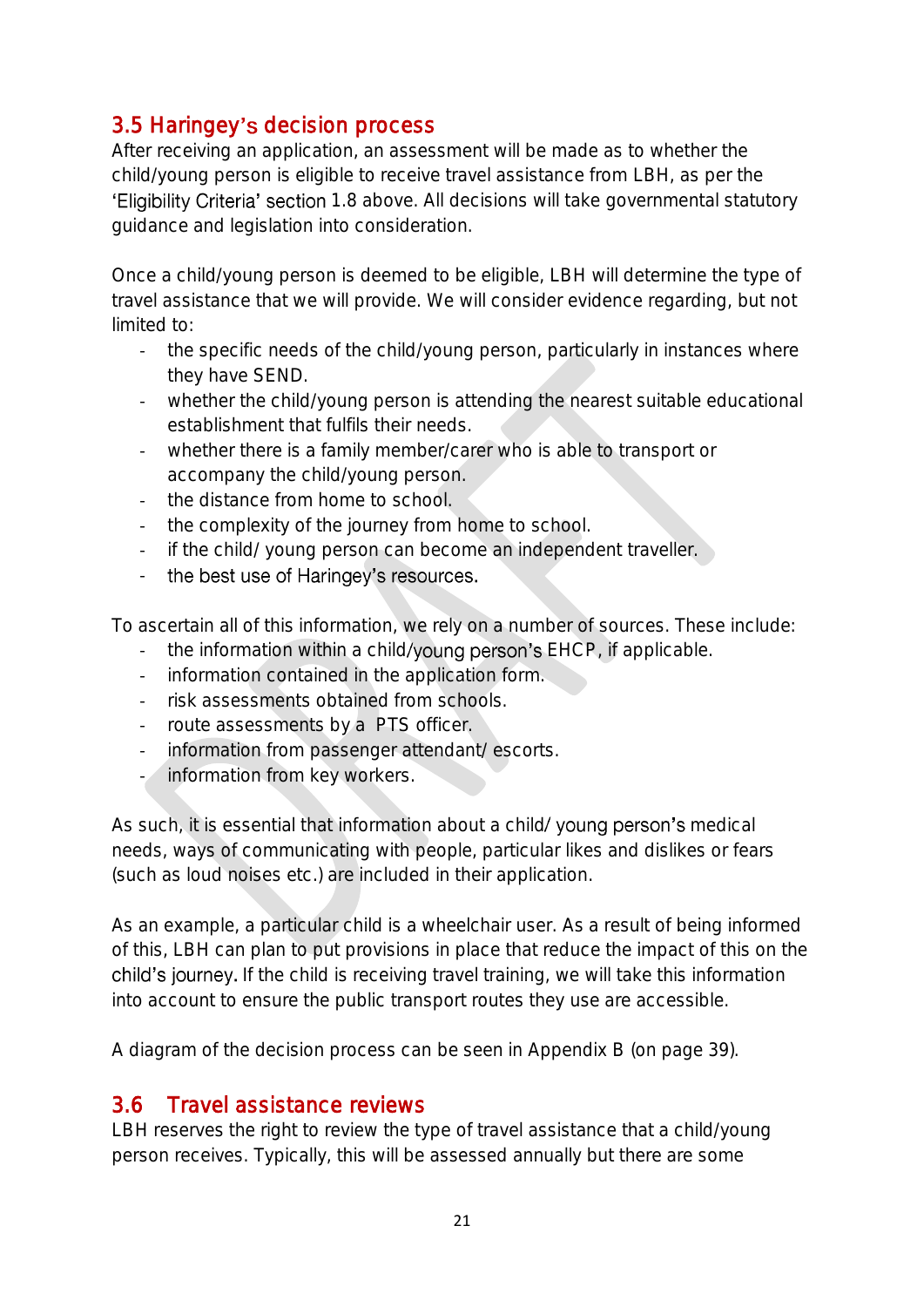## 3.5 Haringey's decision process

After receiving an application, an assessment will be made as to whether the child/young person is eligible to receive travel assistance from LBH, as per the 'Eligibility Criteria' section 1.8 above. All decisions will take governmental statutory guidance and legislation into consideration.

Once a child/young person is deemed to be eligible, LBH will determine the type of travel assistance that we will provide. We will consider evidence regarding, but not limited to:

- the specific needs of the child/young person, particularly in instances where they have SEND.
- whether the child/young person is attending the nearest suitable educational establishment that fulfils their needs.
- whether there is a family member/carer who is able to transport or accompany the child/young person.
- the distance from home to school.
- the complexity of the journey from home to school.
- if the child/ young person can become an independent traveller.
- the best use of Haringey's resources.

To ascertain all of this information, we rely on a number of sources. These include:

- the information within a child/young person's EHCP, if applicable.
- information contained in the application form.
- risk assessments obtained from schools.
- route assessments by a PTS officer.
- information from passenger attendant/ escorts.
- information from key workers.

As such, it is essential that information about a child/ young person's medical needs, ways of communicating with people, particular likes and dislikes or fears (such as loud noises etc.) are included in their application.

As an example, a particular child is a wheelchair user. As a result of being informed of this, LBH can plan to put provisions in place that reduce the impact of this on the child's journey. If the child is receiving travel training, we will take this information into account to ensure the public transport routes they use are accessible.

A diagram of the decision process can be seen in Appendix B (on page 39).

## 3.6 Travel assistance reviews

LBH reserves the right to review the type of travel assistance that a child/young person receives. Typically, this will be assessed annually but there are some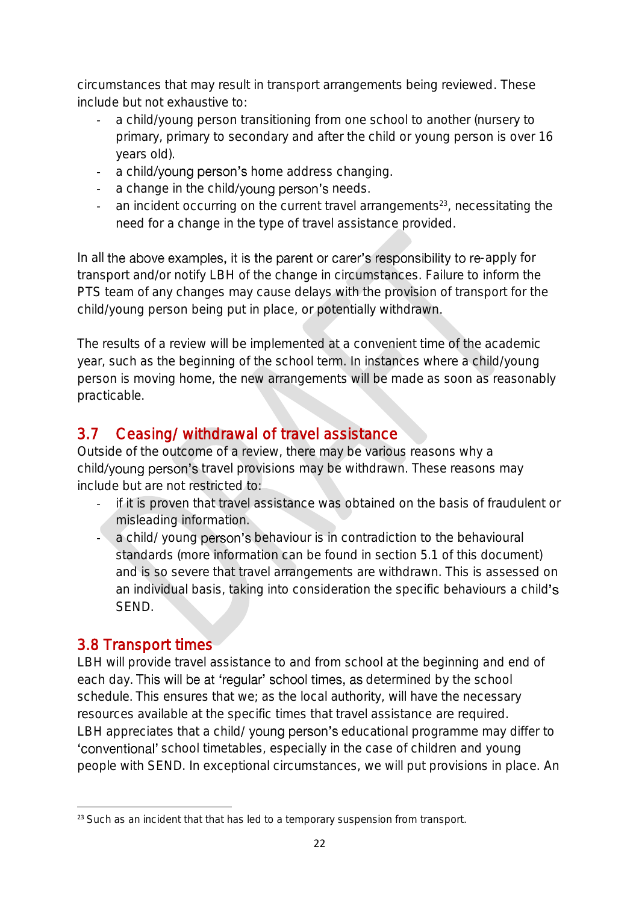circumstances that may result in transport arrangements being reviewed. These include but not exhaustive to:

- a child/young person transitioning from one school to another (nursery to primary, primary to secondary and after the child or young person is over 16 years old).
- a child/young person's home address changing.
- a change in the child/young person's needs.
- an incident occurring on the current travel arrangements[23], necessitating the need for a change in the type of travel assistance provided.

In all the above examples, it is the parent or carer's responsibility to re-apply for transport and/or notify LBH of the change in circumstances. Failure to inform the PTS team of any changes may cause delays with the provision of transport for the child/young person being put in place, or potentially withdrawn.

The results of a review will be implemented at a convenient time of the academic year, such as the beginning of the school term. In instances where a child/young person is moving home, the new arrangements will be made as soon as reasonably practicable.

## 3.7 Ceasing/ withdrawal of travel assistance

Outside of the outcome of a review, there may be various reasons why a child/young person's travel provisions may be withdrawn. These reasons may include but are not restricted to:

- if it is proven that travel assistance was obtained on the basis of fraudulent or misleading information.
- a child/ young person's behaviour is in contradiction to the behavioural standards (more information can be found in section 5.1 of this document) and is so severe that travel arrangements are withdrawn. This is assessed on an individual basis, taking into consideration the specific behaviours a child's SEND.

## 3.8 Transport times

LBH will provide travel assistance to and from school at the beginning and end of each day. This will be at 'regular' school times, as determined by the school schedule. This ensures that we; as the local authority, will have the necessary resources available at the specific times that travel assistance are required. LBH appreciates that a child/ young person's educational programme may differ to 'conventional' school timetables, especially in the case of children and young people with SEND. In exceptional circumstances, we will put provisions in place. An

[23] Such as an incident that that has led to a temporary suspension from transport.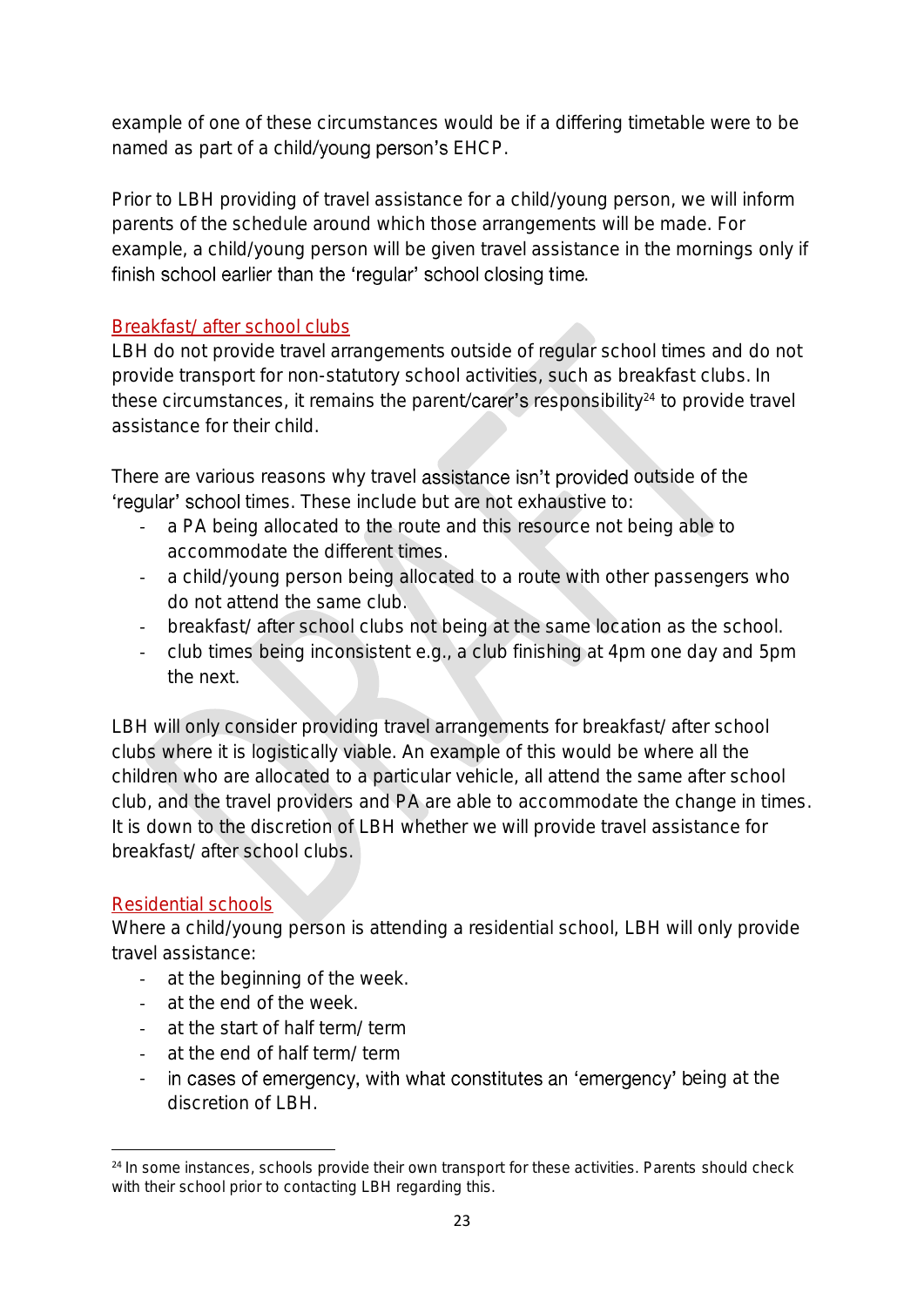example of one of these circumstances would be if a differing timetable were to be named as part of a child/young person's EHCP.

Prior to LBH providing of travel assistance for a child/young person, we will inform parents of the schedule around which those arrangements will be made. For example, a child/young person will be given travel assistance in the mornings only if finish school earlier than the 'regular' school closing time.

### Breakfast/ after school clubs

LBH do not provide travel arrangements outside of regular school times and do not provide transport for non-statutory school activities, such as breakfast clubs. In these circumstances, it remains the parent/carer's responsibility[24] to provide travel assistance for their child.

There are various reasons why travel assistance isn't provided outside of the 'regular' school times. These include but are not exhaustive to:

- a PA being allocated to the route and this resource not being able to accommodate the different times.
- a child/young person being allocated to a route with other passengers who do not attend the same club.
- breakfast/ after school clubs not being at the same location as the school.
- club times being inconsistent e.g., a club finishing at 4pm one day and 5pm the next.

LBH will only consider providing travel arrangements for breakfast/ after school clubs where it is logistically viable. An example of this would be where all the children who are allocated to a particular vehicle, all attend the same after school club, and the travel providers and PA are able to accommodate the change in times. It is down to the discretion of LBH whether we will provide travel assistance for breakfast/ after school clubs.

### Residential schools

Where a child/young person is attending a residential school, LBH will only provide travel assistance:

- at the beginning of the week.
- at the end of the week.
- at the start of half term/ term
- at the end of half term/ term
- in cases of emergency, with what constitutes an 'emergency' being at the discretion of LBH.

[24] In some instances, schools provide their own transport for these activities. Parents should check with their school prior to contacting LBH regarding this.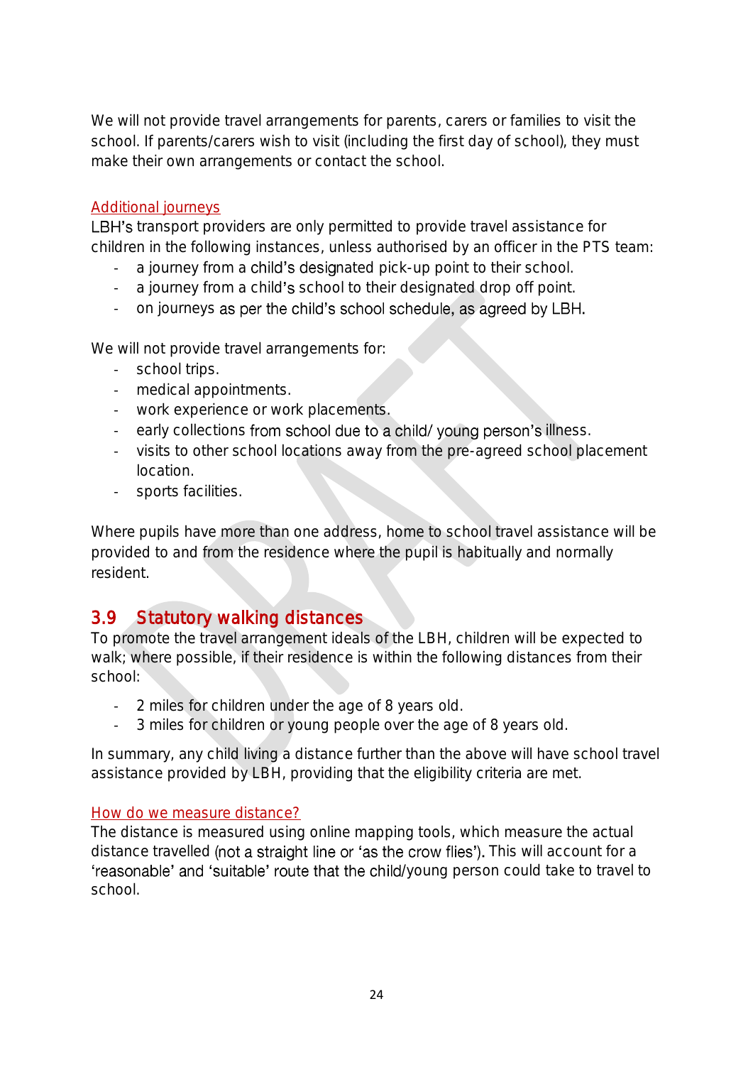We will not provide travel arrangements for parents, carers or families to visit the school. If parents/carers wish to visit (including the first day of school), they must make their own arrangements or contact the school.

#### Additional journeys

LBH's transport providers are only permitted to provide travel assistance for children in the following instances, unless authorised by an officer in the PTS team:

- a journey from a child's designated pick-up point to their school.
- a journey from a child's school to their designated drop off point.
- on journeys as per the child's school schedule, as agreed by LBH.

We will not provide travel arrangements for:

- school trips.
- medical appointments.
- work experience or work placements.
- early collections from school due to a child/ young person's illness.
- visits to other school locations away from the pre-agreed school placement location.
- sports facilities.

Where pupils have more than one address, home to school travel assistance will be provided to and from the residence where the pupil is habitually and normally resident.

## 3.9 Statutory walking distances

To promote the travel arrangement ideals of the LBH, children will be expected to walk; where possible, if their residence is within the following distances from their school:

- 2 miles for children under the age of 8 years old.
- 3 miles for children or young people over the age of 8 years old.

In summary, any child living a distance further than the above will have school travel assistance provided by LBH, providing that the eligibility criteria are met.

#### How do we measure distance?

The distance is measured using online mapping tools, which measure the actual distance travelled (not a straight line or 'as the crow flies'). This will account for a 'reasonable' and 'suitable' route that the child/young person could take to travel to school.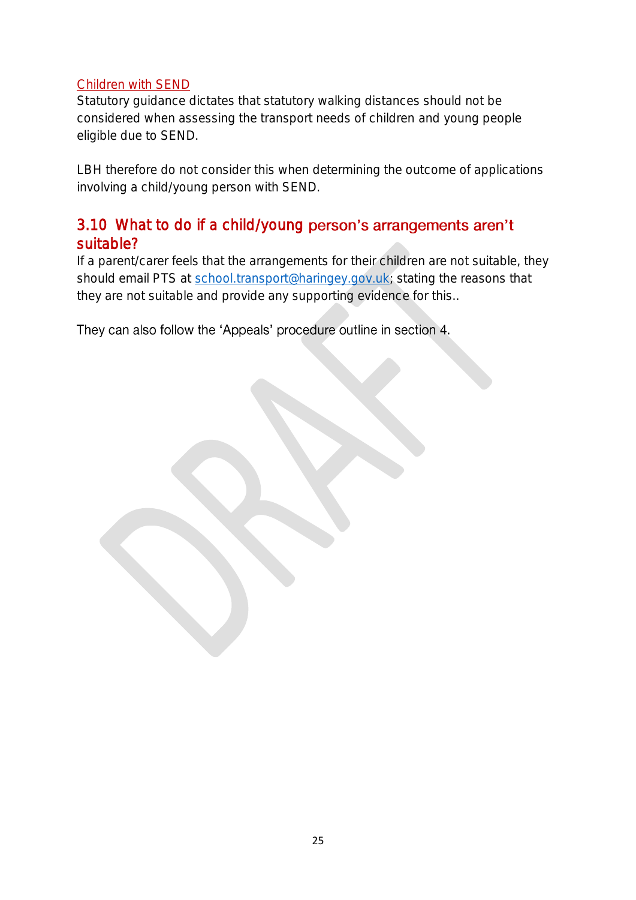Children with SEND

Statutory guidance dictates that statutory walking distances should not be considered when assessing the transport needs of children and young people eligible due to SEND.

LBH therefore do not consider this when determining the outcome of applications involving a child/young person with SEND.

## 3.10 What to do if a child/young person's arrangements aren't suitable?

If a parent/carer feels that the arrangements for their children are not suitable, they should email PTS at school.transport@haringey.gov.uk; stating the reasons that they are not suitable and provide any supporting evidence for this..

They can also follow the 'Appeals' procedure outline in section 4.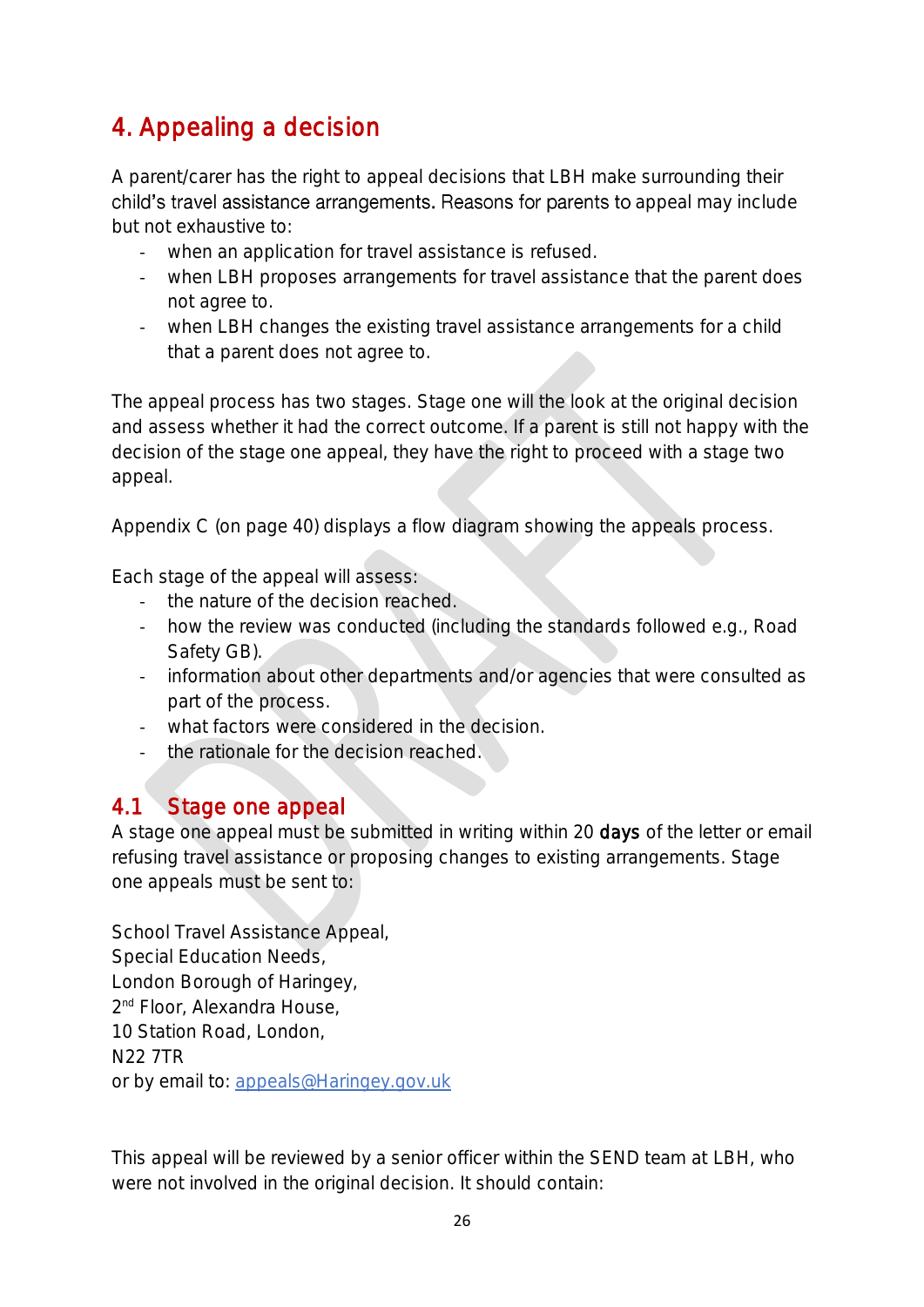# 4. Appealing a decision

A parent/carer has the right to appeal decisions that LBH make surrounding their child's travel assistance arrangements. Reasons for parents to appeal may include but not exhaustive to:

- when an application for travel assistance is refused.
- when LBH proposes arrangements for travel assistance that the parent does not agree to.
- when LBH changes the existing travel assistance arrangements for a child that a parent does not agree to.

The appeal process has two stages. Stage one will the look at the original decision and assess whether it had the correct outcome. If a parent is still not happy with the decision of the stage one appeal, they have the right to proceed with a stage two appeal.

Appendix C (on page 40) displays a flow diagram showing the appeals process.

Each stage of the appeal will assess:

- the nature of the decision reached.
- how the review was conducted (including the standards followed e.g., Road Safety GB).
- information about other departments and/or agencies that were consulted as part of the process.
- what factors were considered in the decision.
- the rationale for the decision reached.

## 4.1 Stage one appeal

A stage one appeal must be submitted in writing within 20 days of the letter or email refusing travel assistance or proposing changes to existing arrangements. Stage one appeals must be sent to:

School Travel Assistance Appeal,
Special Education Needs,
London Borough of Haringey,
2nd Floor, Alexandra House,
10 Station Road, London,
N22 7TR
or by email to: appeals@Haringey.gov.uk

This appeal will be reviewed by a senior officer within the SEND team at LBH, who were not involved in the original decision. It should contain: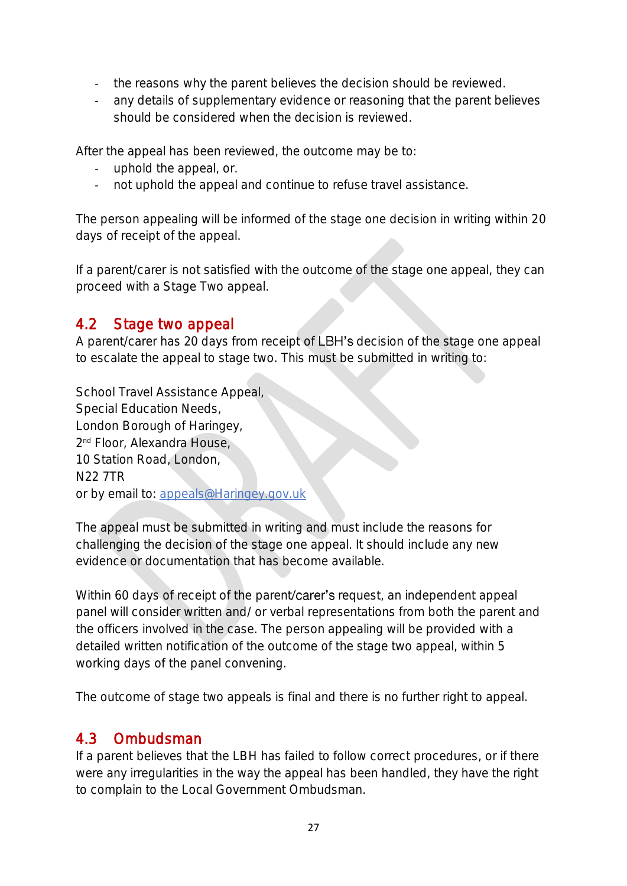- the reasons why the parent believes the decision should be reviewed.
- any details of supplementary evidence or reasoning that the parent believes should be considered when the decision is reviewed.

After the appeal has been reviewed, the outcome may be to:

- uphold the appeal, or.
- not uphold the appeal and continue to refuse travel assistance.

The person appealing will be informed of the stage one decision in writing within 20 days of receipt of the appeal.

If a parent/carer is not satisfied with the outcome of the stage one appeal, they can proceed with a Stage Two appeal.

## 4.2 Stage two appeal

A parent/carer has 20 days from receipt of LBH's decision of the stage one appeal to escalate the appeal to stage two. This must be submitted in writing to:

School Travel Assistance Appeal,
Special Education Needs,
London Borough of Haringey,
2nd Floor, Alexandra House,
10 Station Road, London,
N22 7TR
or by email to: appeals@Haringey.gov.uk

The appeal must be submitted in writing and must include the reasons for challenging the decision of the stage one appeal. It should include any new evidence or documentation that has become available.

Within 60 days of receipt of the parent/carer's request, an independent appeal panel will consider written and/ or verbal representations from both the parent and the officers involved in the case. The person appealing will be provided with a detailed written notification of the outcome of the stage two appeal, within 5 working days of the panel convening.

The outcome of stage two appeals is final and there is no further right to appeal.

## 4.3 Ombudsman

If a parent believes that the LBH has failed to follow correct procedures, or if there were any irregularities in the way the appeal has been handled, they have the right to complain to the Local Government Ombudsman.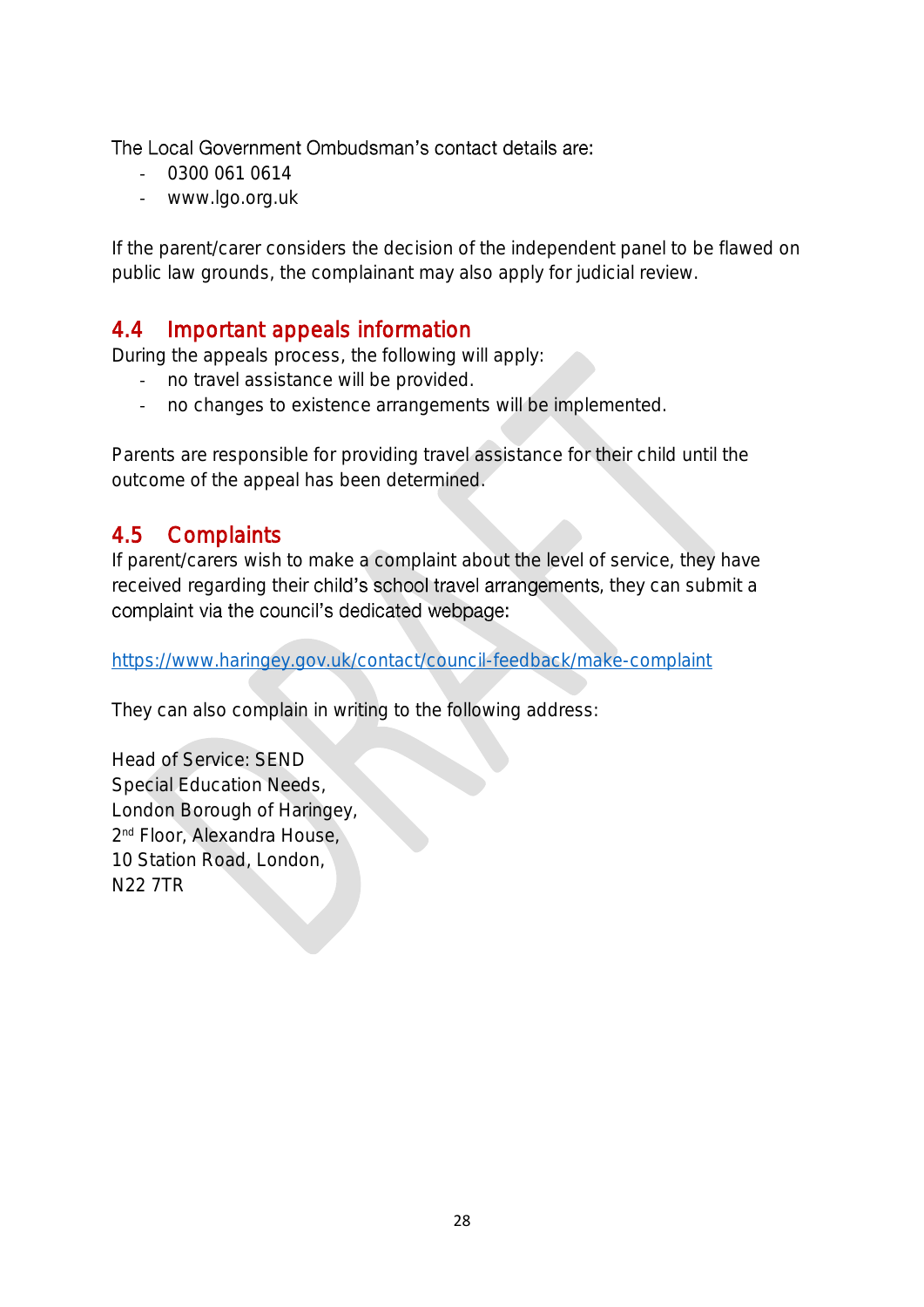The Local Government Ombudsman's contact details are:

- 0300 061 0614
- www.lgo.org.uk

If the parent/carer considers the decision of the independent panel to be flawed on public law grounds, the complainant may also apply for judicial review.

## 4.4 Important appeals information

During the appeals process, the following will apply:

- no travel assistance will be provided.
- no changes to existence arrangements will be implemented.

Parents are responsible for providing travel assistance for their child until the outcome of the appeal has been determined.

## 4.5 Complaints

If parent/carers wish to make a complaint about the level of service, they have received regarding their child's school travel arrangements, they can submit a complaint via the council's dedicated webpage:

https://www.haringey.gov.uk/contact/council-feedback/make-complaint

They can also complain in writing to the following address:

Head of Service: SEND
Special Education Needs,
London Borough of Haringey,
2nd Floor, Alexandra House,
10 Station Road, London,
N22 7TR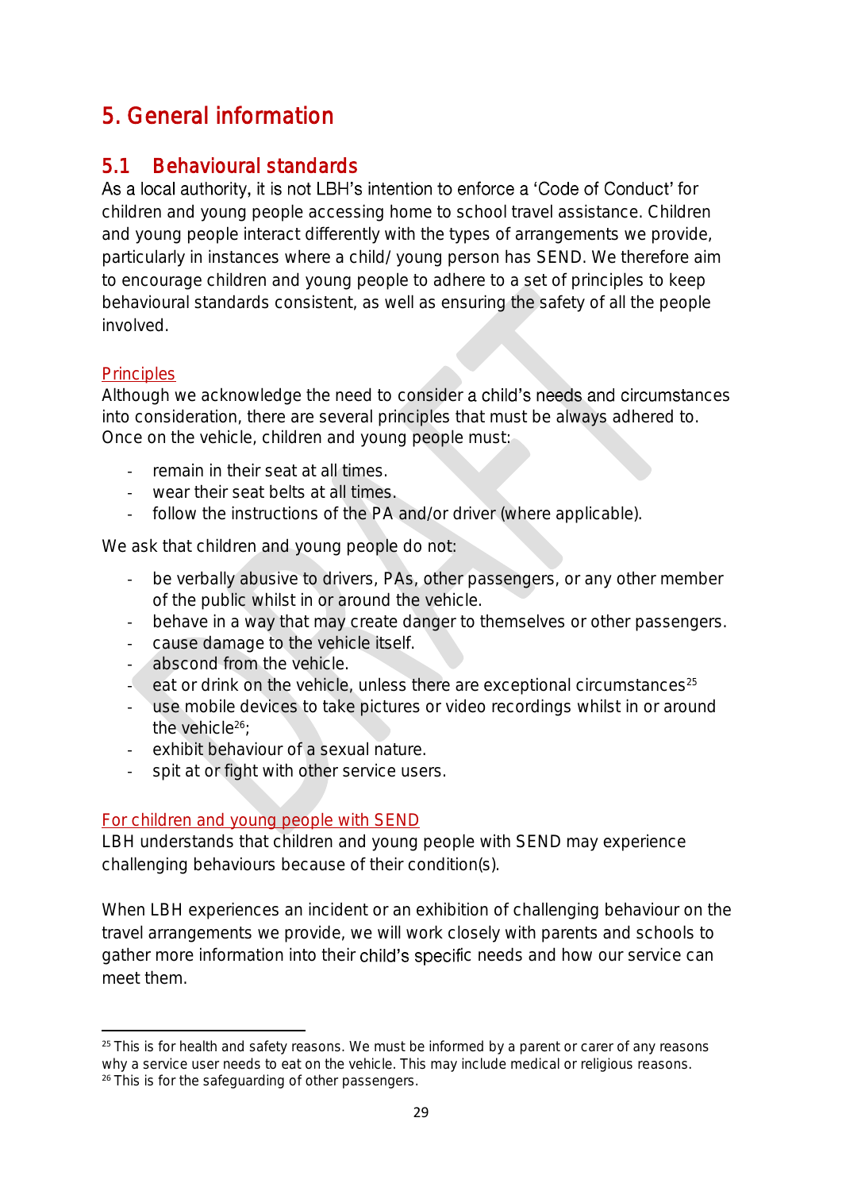# 5. General information

## 5.1 Behavioural standards

As a local authority, it is not LBH's intention to enforce a 'Code of Conduct' for children and young people accessing home to school travel assistance. Children and young people interact differently with the types of arrangements we provide, particularly in instances where a child/ young person has SEND. We therefore aim to encourage children and young people to adhere to a set of principles to keep behavioural standards consistent, as well as ensuring the safety of all the people involved.

Principles

Although we acknowledge the need to consider a child's needs and circumstances into consideration, there are several principles that must be always adhered to. Once on the vehicle, children and young people must:

- remain in their seat at all times.
- wear their seat belts at all times.
- follow the instructions of the PA and/or driver (where applicable).

We ask that children and young people do not:

- be verbally abusive to drivers, PAs, other passengers, or any other member of the public whilst in or around the vehicle.
- behave in a way that may create danger to themselves or other passengers.
- cause damage to the vehicle itself.
- abscond from the vehicle.
- eat or drink on the vehicle, unless there are exceptional circumstances[25]
- use mobile devices to take pictures or video recordings whilst in or around the vehicle[26];
- exhibit behaviour of a sexual nature.
- spit at or fight with other service users.

For children and young people with SEND

LBH understands that children and young people with SEND may experience challenging behaviours because of their condition(s).

When LBH experiences an incident or an exhibition of challenging behaviour on the travel arrangements we provide, we will work closely with parents and schools to gather more information into their child's specific needs and how our service can meet them.

[25] This is for health and safety reasons. We must be informed by a parent or carer of any reasons why a service user needs to eat on the vehicle. This may include medical or religious reasons.
[26] This is for the safeguarding of other passengers.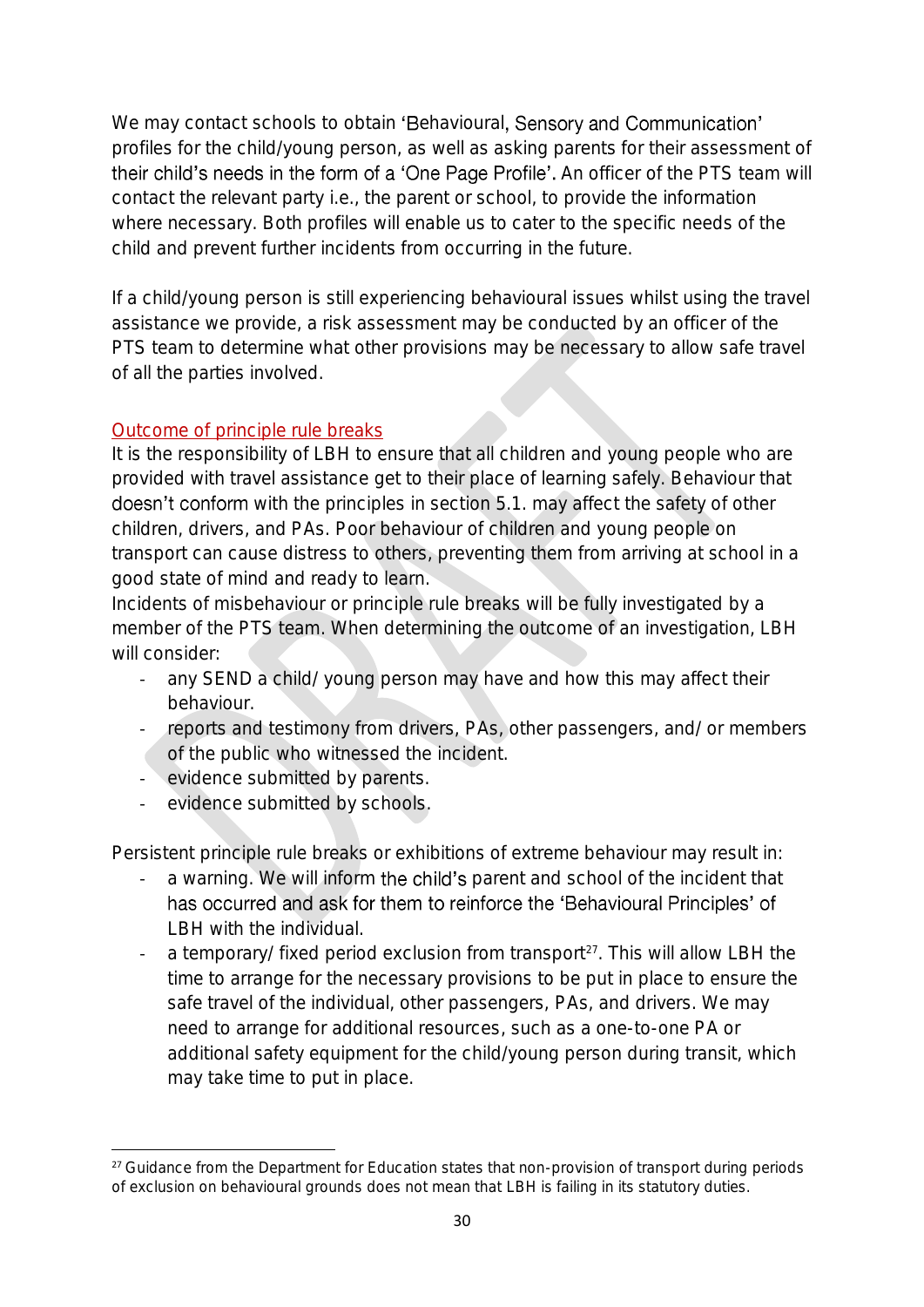We may contact schools to obtain 'Behavioural, Sensory and Communication' profiles for the child/young person, as well as asking parents for their assessment of their child's needs in the form of a 'One Page Profile'. An officer of the PTS team will contact the relevant party i.e., the parent or school, to provide the information where necessary. Both profiles will enable us to cater to the specific needs of the child and prevent further incidents from occurring in the future.

If a child/young person is still experiencing behavioural issues whilst using the travel assistance we provide, a risk assessment may be conducted by an officer of the PTS team to determine what other provisions may be necessary to allow safe travel of all the parties involved.

### Outcome of principle rule breaks

It is the responsibility of LBH to ensure that all children and young people who are provided with travel assistance get to their place of learning safely. Behaviour that doesn't conform with the principles in section 5.1. may affect the safety of other children, drivers, and PAs. Poor behaviour of children and young people on transport can cause distress to others, preventing them from arriving at school in a good state of mind and ready to learn.

Incidents of misbehaviour or principle rule breaks will be fully investigated by a member of the PTS team. When determining the outcome of an investigation, LBH will consider:

- any SEND a child/ young person may have and how this may affect their behaviour.
- reports and testimony from drivers, PAs, other passengers, and/ or members of the public who witnessed the incident.
- evidence submitted by parents.
- evidence submitted by schools.

Persistent principle rule breaks or exhibitions of extreme behaviour may result in:

- a warning. We will inform the child's parent and school of the incident that has occurred and ask for them to reinforce the 'Behavioural Principles' of LBH with the individual.
- a temporary/ fixed period exclusion from transport[27]. This will allow LBH the time to arrange for the necessary provisions to be put in place to ensure the safe travel of the individual, other passengers, PAs, and drivers. We may need to arrange for additional resources, such as a one-to-one PA or additional safety equipment for the child/young person during transit, which may take time to put in place.

[27] Guidance from the Department for Education states that non-provision of transport during periods of exclusion on behavioural grounds does not mean that LBH is failing in its statutory duties.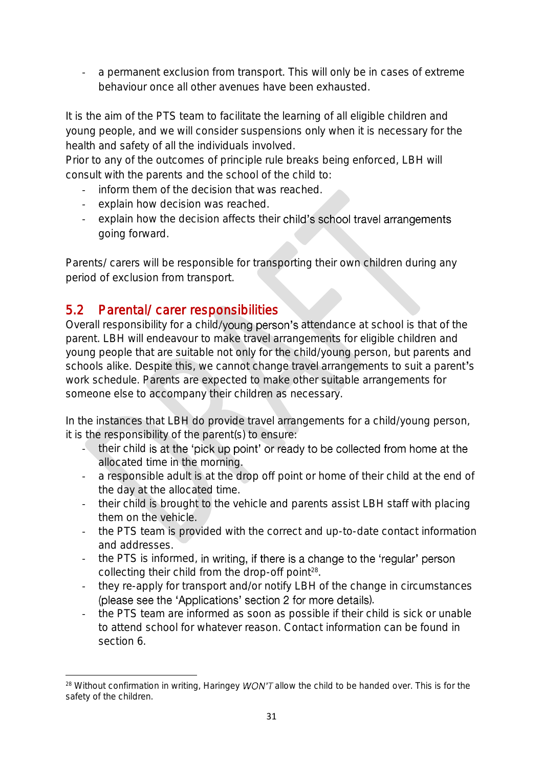- a permanent exclusion from transport. This will only be in cases of extreme behaviour once all other avenues have been exhausted.

It is the aim of the PTS team to facilitate the learning of all eligible children and young people, and we will consider suspensions only when it is necessary for the health and safety of all the individuals involved.
Prior to any of the outcomes of principle rule breaks being enforced, LBH will consult with the parents and the school of the child to:

- inform them of the decision that was reached.
- explain how decision was reached.
- explain how the decision affects their child's school travel arrangements going forward.

Parents/ carers will be responsible for transporting their own children during any period of exclusion from transport.

## 5.2 Parental/ carer responsibilities

Overall responsibility for a child/young person's attendance at school is that of the parent. LBH will endeavour to make travel arrangements for eligible children and young people that are suitable not only for the child/young person, but parents and schools alike. Despite this, we cannot change travel arrangements to suit a parent's work schedule. Parents are expected to make other suitable arrangements for someone else to accompany their children as necessary.

In the instances that LBH do provide travel arrangements for a child/young person, it is the responsibility of the parent(s) to ensure:

- their child is at the 'pick up point' or ready to be collected from home at the allocated time in the morning.
- a responsible adult is at the drop off point or home of their child at the end of the day at the allocated time.
- their child is brought to the vehicle and parents assist LBH staff with placing them on the vehicle.
- the PTS team is provided with the correct and up-to-date contact information and addresses.
- the PTS is informed, in writing, if there is a change to the 'regular' person collecting their child from the drop-off point[28].
- they re-apply for transport and/or notify LBH of the change in circumstances (please see the 'Applications' section 2 for more details).
- the PTS team are informed as soon as possible if their child is sick or unable to attend school for whatever reason. Contact information can be found in section 6.

---

[28] Without confirmation in writing, Haringey *WON'T* allow the child to be handed over. This is for the safety of the children.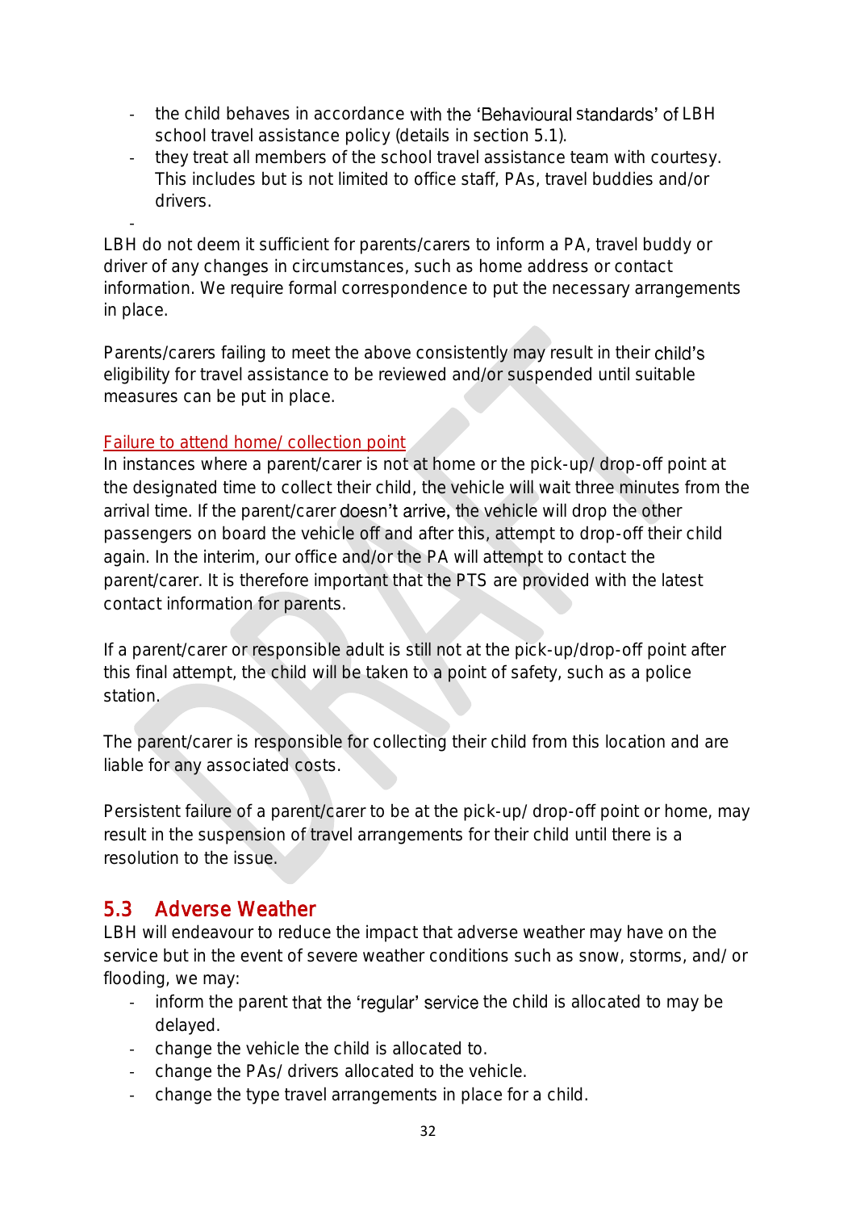- the child behaves in accordance with the 'Behavioural standards' of LBH school travel assistance policy (details in section 5.1).
- they treat all members of the school travel assistance team with courtesy. This includes but is not limited to office staff, PAs, travel buddies and/or drivers.
-

LBH do not deem it sufficient for parents/carers to inform a PA, travel buddy or driver of any changes in circumstances, such as home address or contact information. We require formal correspondence to put the necessary arrangements in place.

Parents/carers failing to meet the above consistently may result in their child's eligibility for travel assistance to be reviewed and/or suspended until suitable measures can be put in place.

Failure to attend home/ collection point

In instances where a parent/carer is not at home or the pick-up/ drop-off point at the designated time to collect their child, the vehicle will wait three minutes from the arrival time. If the parent/carer doesn't arrive, the vehicle will drop the other passengers on board the vehicle off and after this, attempt to drop-off their child again. In the interim, our office and/or the PA will attempt to contact the parent/carer. It is therefore important that the PTS are provided with the latest contact information for parents.

If a parent/carer or responsible adult is still not at the pick-up/drop-off point after this final attempt, the child will be taken to a point of safety, such as a police station.

The parent/carer is responsible for collecting their child from this location and are liable for any associated costs.

Persistent failure of a parent/carer to be at the pick-up/ drop-off point or home, may result in the suspension of travel arrangements for their child until there is a resolution to the issue.

## 5.3 Adverse Weather

LBH will endeavour to reduce the impact that adverse weather may have on the service but in the event of severe weather conditions such as snow, storms, and/ or flooding, we may:

- inform the parent that the 'regular' service the child is allocated to may be delayed.
- change the vehicle the child is allocated to.
- change the PAs/ drivers allocated to the vehicle.
- change the type travel arrangements in place for a child.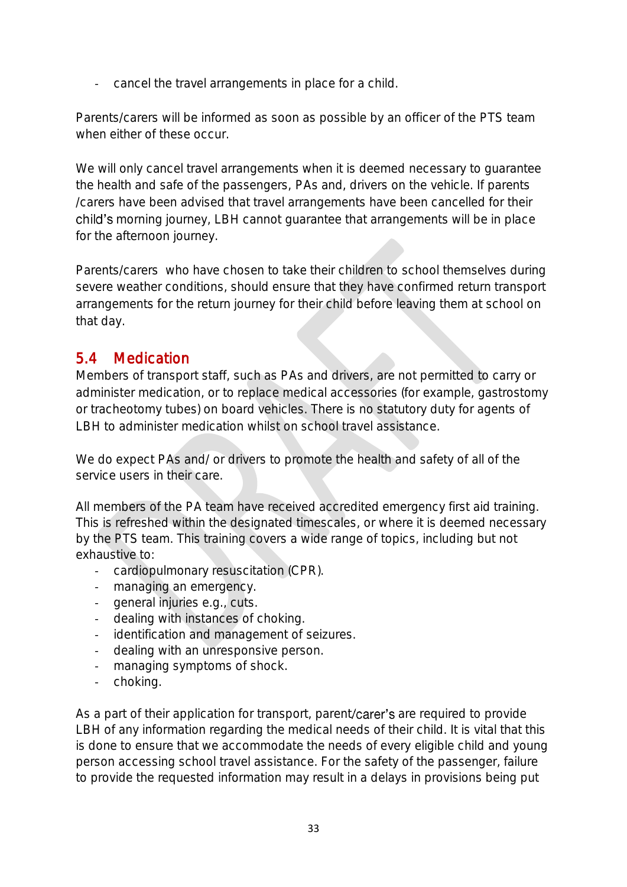- cancel the travel arrangements in place for a child.

Parents/carers will be informed as soon as possible by an officer of the PTS team when either of these occur.

We will only cancel travel arrangements when it is deemed necessary to guarantee the health and safe of the passengers, PAs and, drivers on the vehicle. If parents /carers have been advised that travel arrangements have been cancelled for their child's morning journey, LBH cannot guarantee that arrangements will be in place for the afternoon journey.

Parents/carers who have chosen to take their children to school themselves during severe weather conditions, should ensure that they have confirmed return transport arrangements for the return journey for their child before leaving them at school on that day.

## 5.4 Medication

Members of transport staff, such as PAs and drivers, are not permitted to carry or administer medication, or to replace medical accessories (for example, gastrostomy or tracheotomy tubes) on board vehicles. There is no statutory duty for agents of LBH to administer medication whilst on school travel assistance.

We do expect PAs and/ or drivers to promote the health and safety of all of the service users in their care.

All members of the PA team have received accredited emergency first aid training. This is refreshed within the designated timescales, or where it is deemed necessary by the PTS team. This training covers a wide range of topics, including but not exhaustive to:

- cardiopulmonary resuscitation (CPR).
- managing an emergency.
- general injuries e.g., cuts.
- dealing with instances of choking.
- identification and management of seizures.
- dealing with an unresponsive person.
- managing symptoms of shock.
- choking.

As a part of their application for transport, parent/carer's are required to provide LBH of any information regarding the medical needs of their child. It is vital that this is done to ensure that we accommodate the needs of every eligible child and young person accessing school travel assistance. For the safety of the passenger, failure to provide the requested information may result in a delays in provisions being put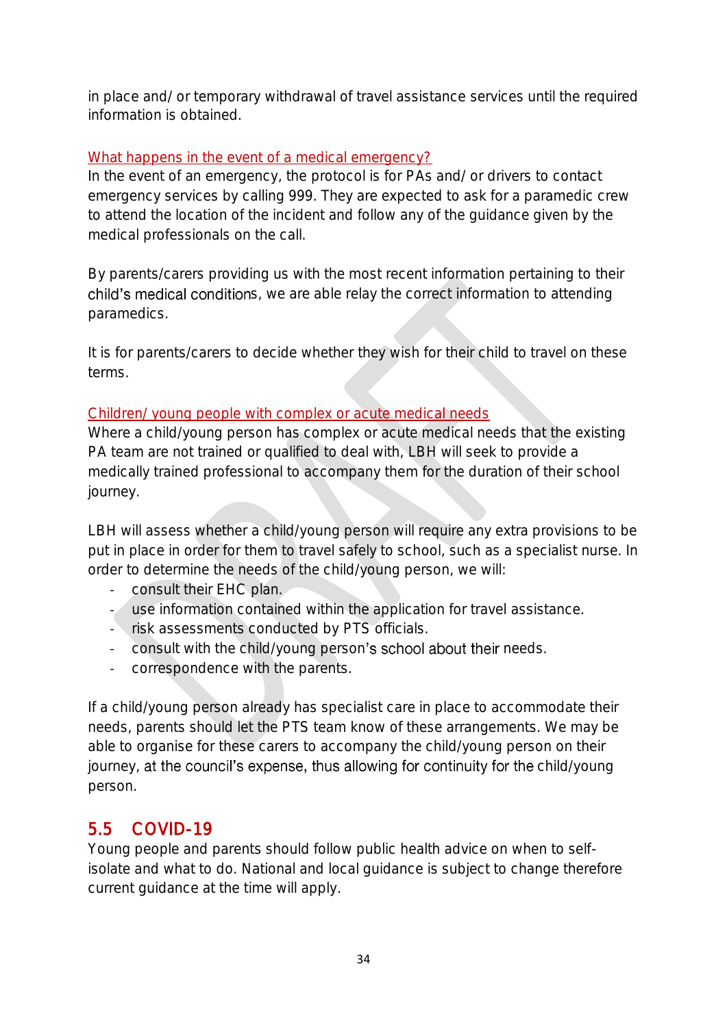in place and/ or temporary withdrawal of travel assistance services until the required information is obtained.

What happens in the event of a medical emergency?

In the event of an emergency, the protocol is for PAs and/ or drivers to contact emergency services by calling 999. They are expected to ask for a paramedic crew to attend the location of the incident and follow any of the guidance given by the medical professionals on the call.

By parents/carers providing us with the most recent information pertaining to their child's medical conditions, we are able relay the correct information to attending paramedics.

It is for parents/carers to decide whether they wish for their child to travel on these terms.

Children/ young people with complex or acute medical needs

Where a child/young person has complex or acute medical needs that the existing PA team are not trained or qualified to deal with, LBH will seek to provide a medically trained professional to accompany them for the duration of their school journey.

LBH will assess whether a child/young person will require any extra provisions to be put in place in order for them to travel safely to school, such as a specialist nurse. In order to determine the needs of the child/young person, we will:

- consult their EHC plan.
- use information contained within the application for travel assistance.
- risk assessments conducted by PTS officials.
- consult with the child/young person's school about their needs.
- correspondence with the parents.

If a child/young person already has specialist care in place to accommodate their needs, parents should let the PTS team know of these arrangements. We may be able to organise for these carers to accompany the child/young person on their journey, at the council's expense, thus allowing for continuity for the child/young person.

## 5.5 COVID-19

Young people and parents should follow public health advice on when to self-isolate and what to do. National and local guidance is subject to change therefore current guidance at the time will apply.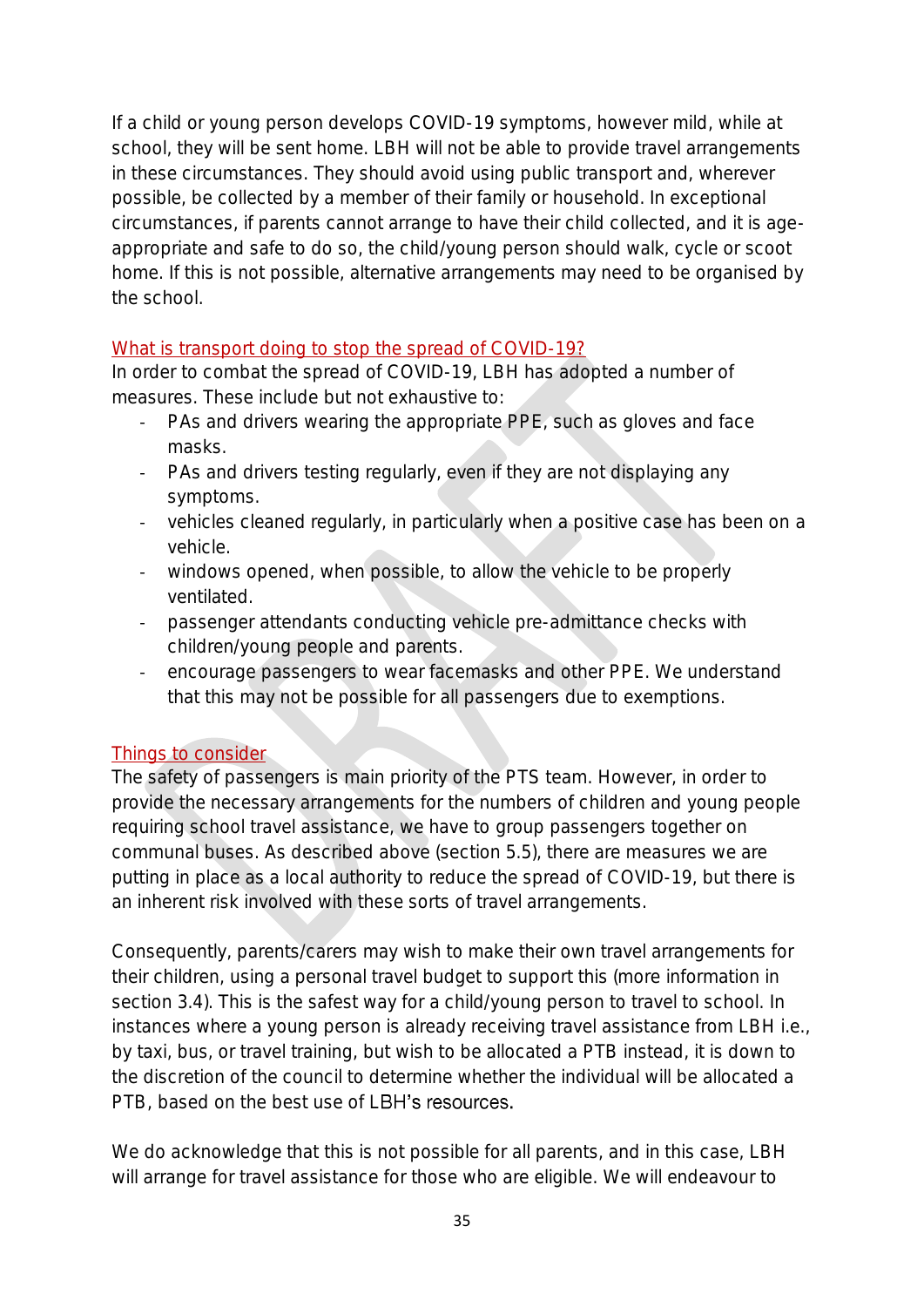If a child or young person develops COVID-19 symptoms, however mild, while at school, they will be sent home. LBH will not be able to provide travel arrangements in these circumstances. They should avoid using public transport and, wherever possible, be collected by a member of their family or household. In exceptional circumstances, if parents cannot arrange to have their child collected, and it is age-appropriate and safe to do so, the child/young person should walk, cycle or scoot home. If this is not possible, alternative arrangements may need to be organised by the school.

### What is transport doing to stop the spread of COVID-19?

In order to combat the spread of COVID-19, LBH has adopted a number of measures. These include but not exhaustive to:

- PAs and drivers wearing the appropriate PPE, such as gloves and face masks.
- PAs and drivers testing regularly, even if they are not displaying any symptoms.
- vehicles cleaned regularly, in particularly when a positive case has been on a vehicle.
- windows opened, when possible, to allow the vehicle to be properly ventilated.
- passenger attendants conducting vehicle pre-admittance checks with children/young people and parents.
- encourage passengers to wear facemasks and other PPE. We understand that this may not be possible for all passengers due to exemptions.

### Things to consider

The safety of passengers is main priority of the PTS team. However, in order to provide the necessary arrangements for the numbers of children and young people requiring school travel assistance, we have to group passengers together on communal buses. As described above (section 5.5), there are measures we are putting in place as a local authority to reduce the spread of COVID-19, but there is an inherent risk involved with these sorts of travel arrangements.

Consequently, parents/carers may wish to make their own travel arrangements for their children, using a personal travel budget to support this (more information in section 3.4). This is the safest way for a child/young person to travel to school. In instances where a young person is already receiving travel assistance from LBH i.e., by taxi, bus, or travel training, but wish to be allocated a PTB instead, it is down to the discretion of the council to determine whether the individual will be allocated a PTB, based on the best use of LBH's resources.

We do acknowledge that this is not possible for all parents, and in this case, LBH will arrange for travel assistance for those who are eligible. We will endeavour to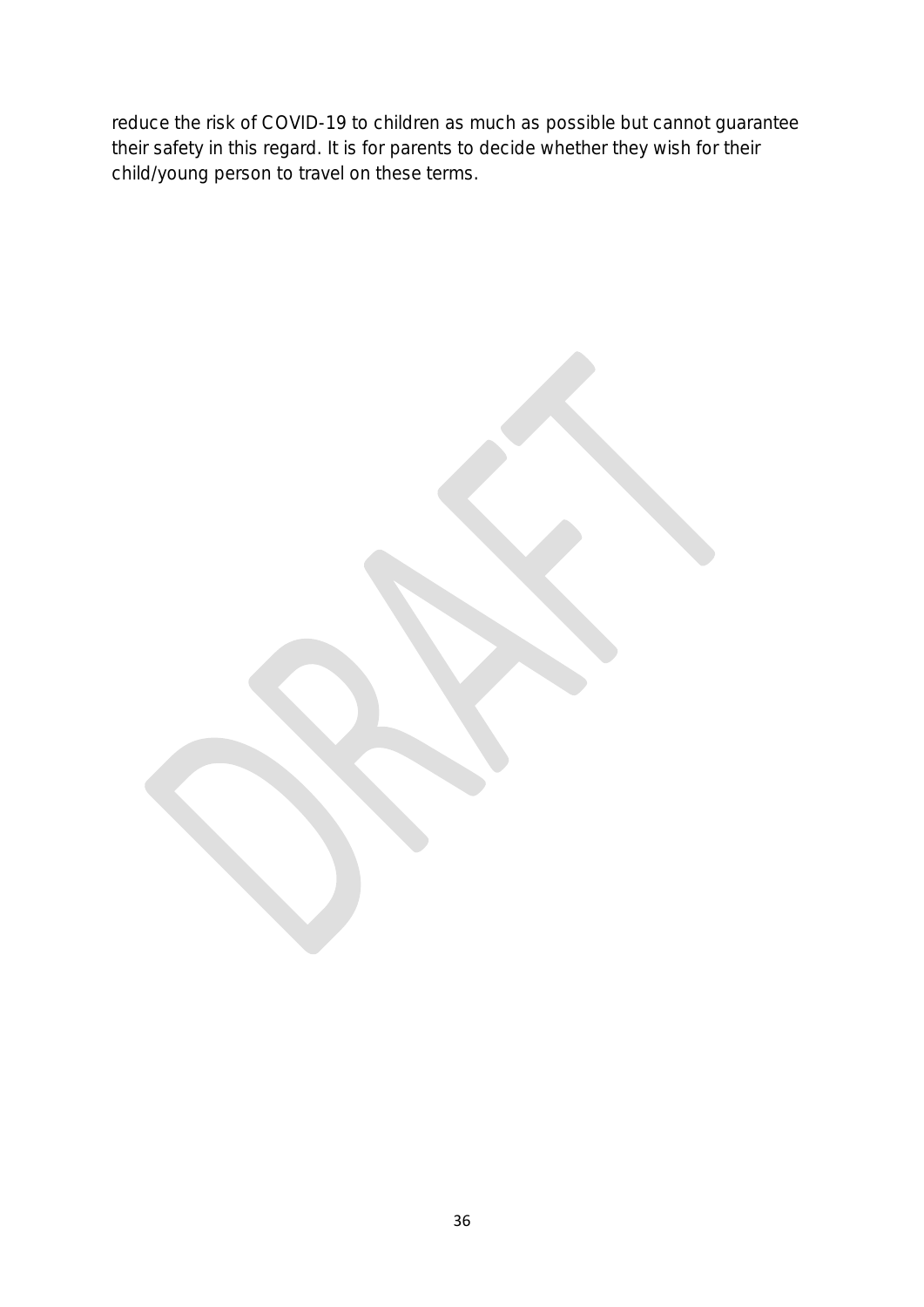reduce the risk of COVID-19 to children as much as possible but cannot guarantee their safety in this regard. It is for parents to decide whether they wish for their child/young person to travel on these terms.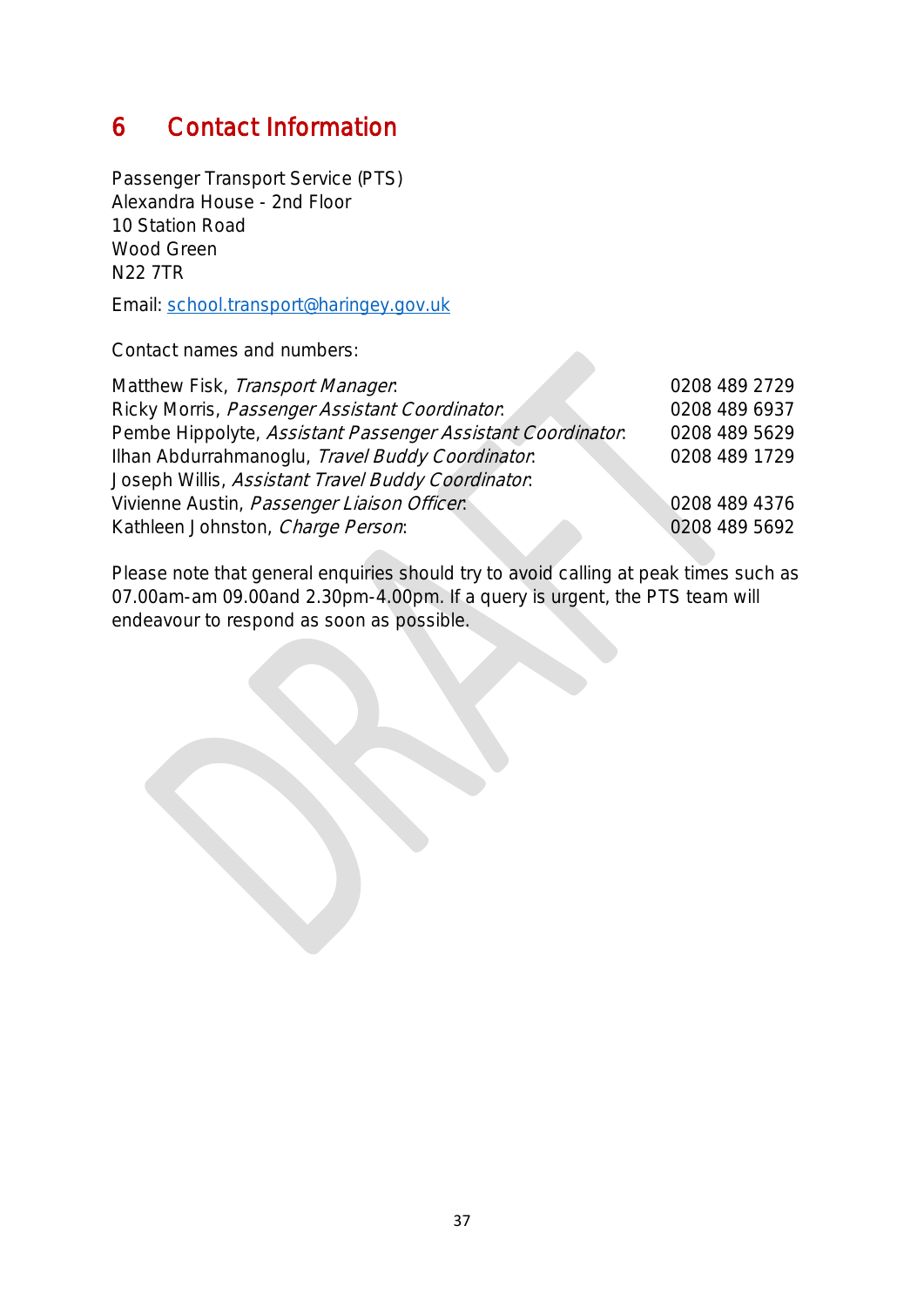# 6 Contact Information

Passenger Transport Service (PTS)
Alexandra House - 2nd Floor
10 Station Road
Wood Green
N22 7TR

Email: school.transport@haringey.gov.uk

Contact names and numbers:

| | |
|---|---|
| Matthew Fisk, *Transport Manager*: | 0208 489 2729 |
| Ricky Morris, *Passenger Assistant Coordinator*: | 0208 489 6937 |
| Pembe Hippolyte, *Assistant Passenger Assistant Coordinator*: | 0208 489 5629 |
| Ilhan Abdurrahmanoglu, *Travel Buddy Coordinator*: | 0208 489 1729 |
| Joseph Willis, *Assistant Travel Buddy Coordinator*: | |
| Vivienne Austin, *Passenger Liaison Officer*: | 0208 489 4376 |
| Kathleen Johnston, *Charge Person*: | 0208 489 5692 |

Please note that general enquiries should try to avoid calling at peak times such as 07.00am-am 09.00and 2.30pm-4.00pm. If a query is urgent, the PTS team will endeavour to respond as soon as possible.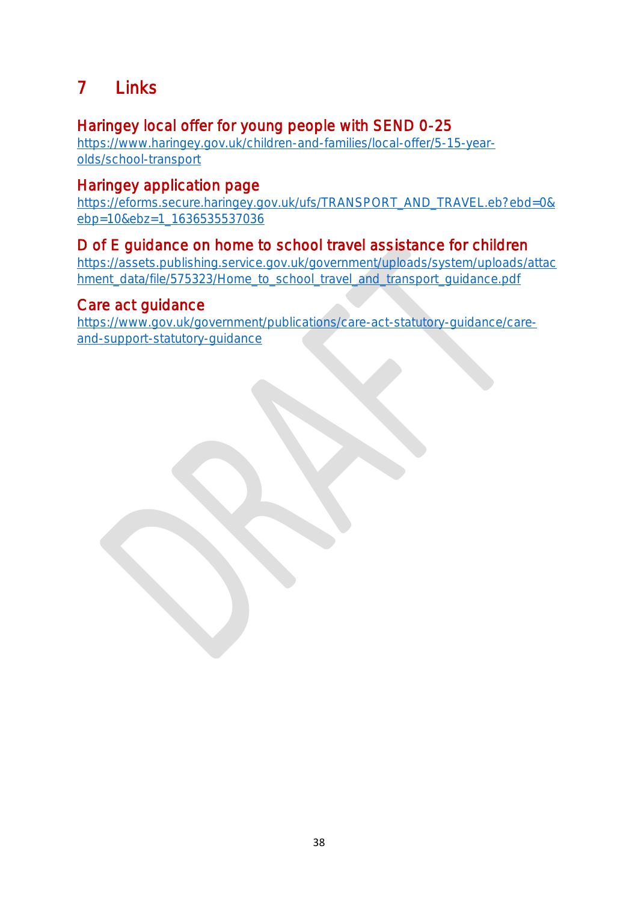# 7 Links

## Haringey local offer for young people with SEND 0-25

https://www.haringey.gov.uk/children-and-families/local-offer/5-15-year-olds/school-transport

## Haringey application page

https://eforms.secure.haringey.gov.uk/ufs/TRANSPORT_AND_TRAVEL.eb?ebd=0&ebp=10&ebz=1_1636535537036

## D of E guidance on home to school travel assistance for children

https://assets.publishing.service.gov.uk/government/uploads/system/uploads/attachment_data/file/575323/Home_to_school_travel_and_transport_guidance.pdf

## Care act guidance

https://www.gov.uk/government/publications/care-act-statutory-guidance/care-and-support-statutory-guidance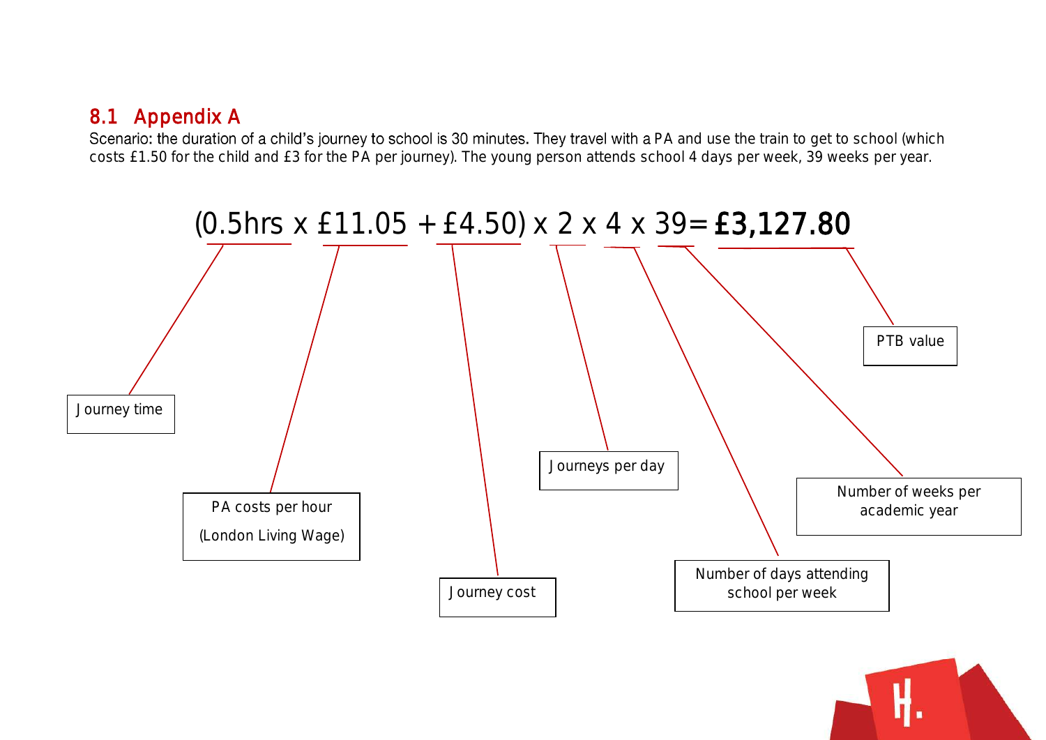## 8.1 Appendix A

Scenario: the duration of a child's journey to school is 30 minutes. They travel with a PA and use the train to get to school (which costs £1.50 for the child and £3 for the PA per journey). The young person attends school 4 days per week, 39 weeks per year.

$$(0.5\text{hrs} \times £11.05 + £4.50) \times 2 \times 4 \times 39 = \mathbf{£3{,}127.80}$$

- 0.5hrs: Journey time
- £11.05: PA costs per hour (London Living Wage)
- £4.50: Journey cost
- 2: Journeys per day
- 4: Number of days attending school per week
- 39: Number of weeks per academic year
- £3,127.80: PTB value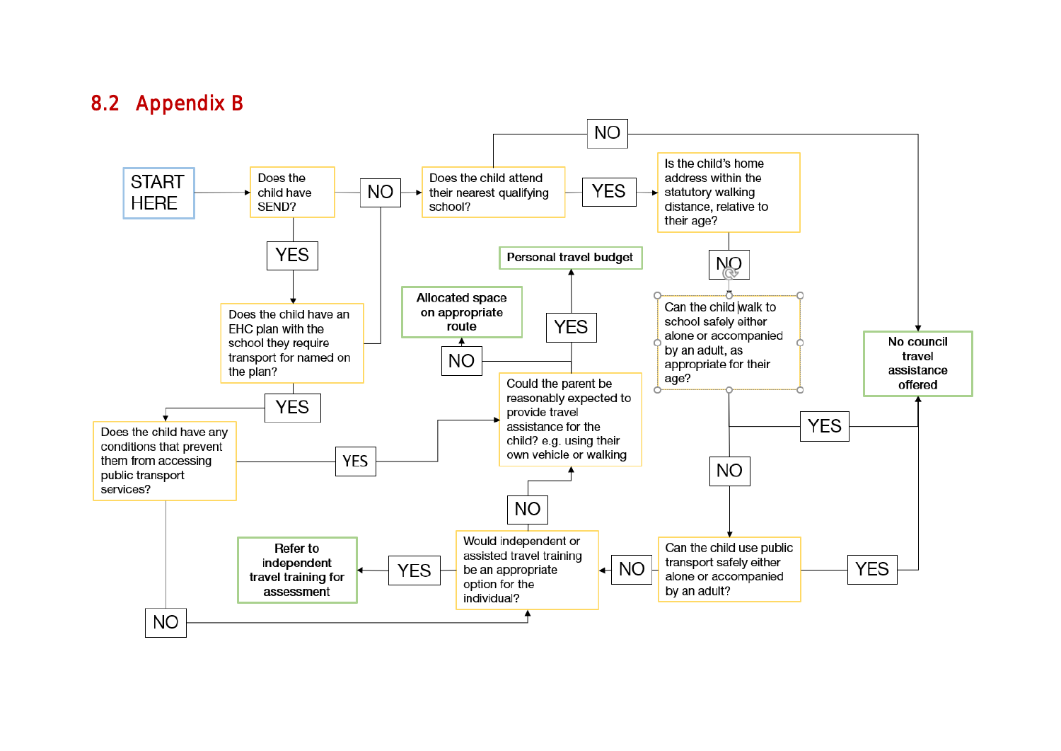## 8.2 Appendix B

START HERE

Does the child have SEND?

- NO → Does the child attend their nearest qualifying school?
  - NO → No council travel assistance offered
  - YES → Is the child's home address within the statutory walking distance, relative to their age?
    - NO → Can the child walk to school safely either alone or accompanied by an adult, as appropriate for their age?
      - YES → No council travel assistance offered
      - NO → Can the child use public transport safely either alone or accompanied by an adult?
        - YES → No council travel assistance offered
        - NO → Would independent or assisted travel training be an appropriate option for the individual?
          - YES → Refer to independent travel training for assessment
          - NO → Could the parent be reasonably expected to provide travel assistance for the child? e.g. using their own vehicle or walking
            - YES → Personal travel budget
            - NO → Allocated space on appropriate route
- YES → Does the child have an EHC plan with the school they require transport for named on the plan?
  - NO → Does the child attend their nearest qualifying school?
  - YES → Does the child have any conditions that prevent them from accessing public transport services?
    - YES → Could the parent be reasonably expected to provide travel assistance for the child? e.g. using their own vehicle or walking
    - NO → Would independent or assisted travel training be an appropriate option for the individual?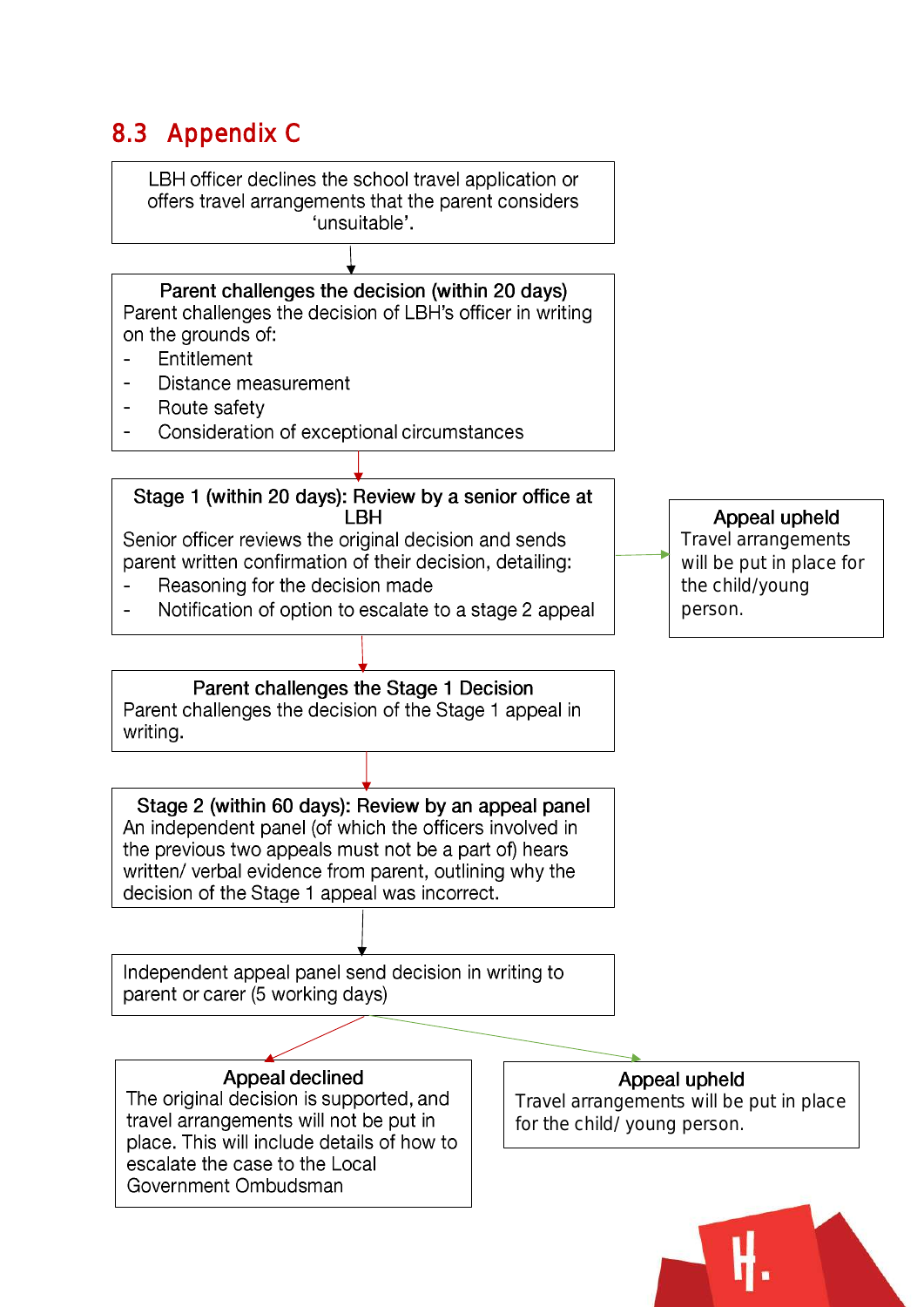## 8.3 Appendix C

LBH officer declines the school travel application or offers travel arrangements that the parent considers 'unsuitable'.

**Parent challenges the decision (within 20 days)**
Parent challenges the decision of LBH's officer in writing on the grounds of:

- Entitlement
- Distance measurement
- Route safety
- Consideration of exceptional circumstances

**Stage 1 (within 20 days): Review by a senior office at LBH**
Senior officer reviews the original decision and sends parent written confirmation of their decision, detailing:

- Reasoning for the decision made
- Notification of option to escalate to a stage 2 appeal

**Appeal upheld**
Travel arrangements will be put in place for the child/young person.

**Parent challenges the Stage 1 Decision**
Parent challenges the decision of the Stage 1 appeal in writing.

**Stage 2 (within 60 days): Review by an appeal panel**
An independent panel (of which the officers involved in the previous two appeals must not be a part of) hears written/ verbal evidence from parent, outlining why the decision of the Stage 1 appeal was incorrect.

Independent appeal panel send decision in writing to parent or carer (5 working days)

**Appeal declined**
The original decision is supported, and travel arrangements will not be put in place. This will include details of how to escalate the case to the Local Government Ombudsman

**Appeal upheld**
Travel arrangements will be put in place for the child/ young person.